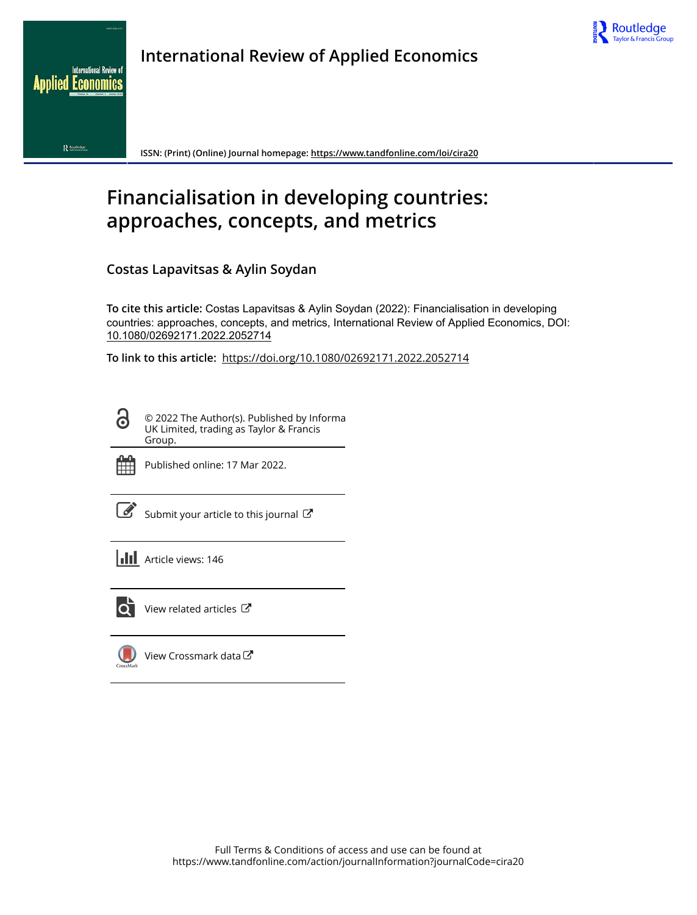International Review of Applied Economics

ISSN: (Print) (Online) Journal homepage: https://www.tandfonline.com/loi/cira20

# Financialisation in developing countries: approaches, concepts, and metrics

**Costas Lapavitsas & Aylin Soydan**

**To cite this article:** Costas Lapavitsas & Aylin Soydan (2022): Financialisation in developing countries: approaches, concepts, and metrics, International Review of Applied Economics, DOI: 10.1080/02692171.2022.2052714

**To link to this article:** https://doi.org/10.1080/02692171.2022.2052714

© 2022 The Author(s). Published by Informa UK Limited, trading as Taylor & Francis Group.

Published online: 17 Mar 2022.

Submit your article to this journal

Article views: 146

View related articles

View Crossmark data

Full Terms & Conditions of access and use can be found at https://www.tandfonline.com/action/journalInformation?journalCode=cira20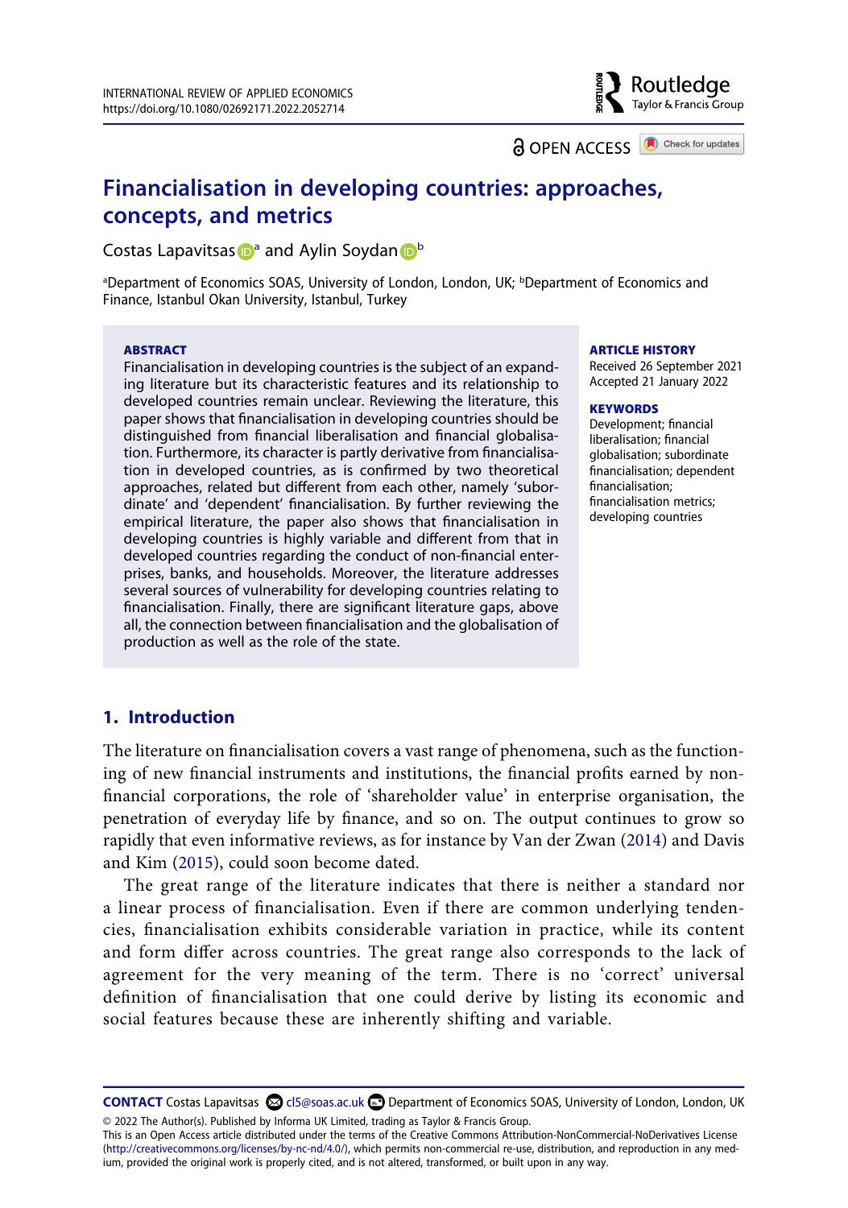# Financialisation in developing countries: approaches, concepts, and metrics

Costas Lapavitsas[a] and Aylin Soydan[b]

[a]Department of Economics SOAS, University of London, London, UK; [b]Department of Economics and Finance, Istanbul Okan University, Istanbul, Turkey

**ABSTRACT**

Financialisation in developing countries is the subject of an expanding literature but its characteristic features and its relationship to developed countries remain unclear. Reviewing the literature, this paper shows that financialisation in developing countries should be distinguished from financial liberalisation and financial globalisation. Furthermore, its character is partly derivative from financialisation in developed countries, as is confirmed by two theoretical approaches, related but different from each other, namely 'subordinate' and 'dependent' financialisation. By further reviewing the empirical literature, the paper also shows that financialisation in developing countries is highly variable and different from that in developed countries regarding the conduct of non-financial enterprises, banks, and households. Moreover, the literature addresses several sources of vulnerability for developing countries relating to financialisation. Finally, there are significant literature gaps, above all, the connection between financialisation and the globalisation of production as well as the role of the state.

**ARTICLE HISTORY**

Received 26 September 2021
Accepted 21 January 2022

**KEYWORDS**

Development; financial liberalisation; financial globalisation; subordinate financialisation; dependent financialisation; financialisation metrics; developing countries

## 1. Introduction

The literature on financialisation covers a vast range of phenomena, such as the functioning of new financial instruments and institutions, the financial profits earned by non-financial corporations, the role of 'shareholder value' in enterprise organisation, the penetration of everyday life by finance, and so on. The output continues to grow so rapidly that even informative reviews, as for instance by Van der Zwan (2014) and Davis and Kim (2015), could soon become dated.

The great range of the literature indicates that there is neither a standard nor a linear process of financialisation. Even if there are common underlying tendencies, financialisation exhibits considerable variation in practice, while its content and form differ across countries. The great range also corresponds to the lack of agreement for the very meaning of the term. There is no 'correct' universal definition of financialisation that one could derive by listing its economic and social features because these are inherently shifting and variable.

**CONTACT** Costas Lapavitsas cl5@soas.ac.uk Department of Economics SOAS, University of London, London, UK

© 2022 The Author(s). Published by Informa UK Limited, trading as Taylor & Francis Group.
This is an Open Access article distributed under the terms of the Creative Commons Attribution-NonCommercial-NoDerivatives License (http://creativecommons.org/licenses/by-nc-nd/4.0/), which permits non-commercial re-use, distribution, and reproduction in any medium, provided the original work is properly cited, and is not altered, transformed, or built upon in any way.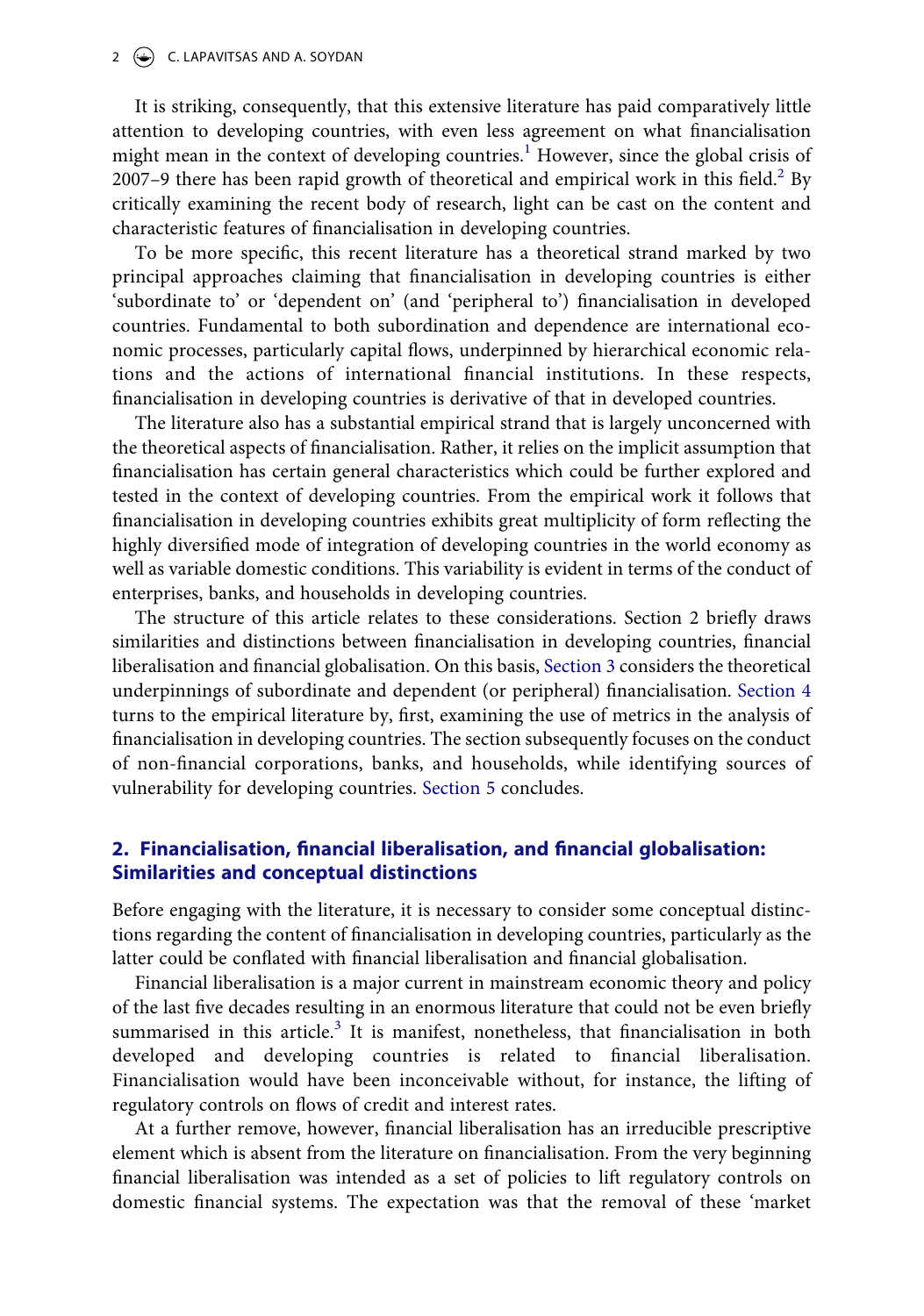It is striking, consequently, that this extensive literature has paid comparatively little attention to developing countries, with even less agreement on what financialisation might mean in the context of developing countries.[1] However, since the global crisis of 2007–9 there has been rapid growth of theoretical and empirical work in this field.[2] By critically examining the recent body of research, light can be cast on the content and characteristic features of financialisation in developing countries.

To be more specific, this recent literature has a theoretical strand marked by two principal approaches claiming that financialisation in developing countries is either 'subordinate to' or 'dependent on' (and 'peripheral to') financialisation in developed countries. Fundamental to both subordination and dependence are international economic processes, particularly capital flows, underpinned by hierarchical economic relations and the actions of international financial institutions. In these respects, financialisation in developing countries is derivative of that in developed countries.

The literature also has a substantial empirical strand that is largely unconcerned with the theoretical aspects of financialisation. Rather, it relies on the implicit assumption that financialisation has certain general characteristics which could be further explored and tested in the context of developing countries. From the empirical work it follows that financialisation in developing countries exhibits great multiplicity of form reflecting the highly diversified mode of integration of developing countries in the world economy as well as variable domestic conditions. This variability is evident in terms of the conduct of enterprises, banks, and households in developing countries.

The structure of this article relates to these considerations. Section 2 briefly draws similarities and distinctions between financialisation in developing countries, financial liberalisation and financial globalisation. On this basis, Section 3 considers the theoretical underpinnings of subordinate and dependent (or peripheral) financialisation. Section 4 turns to the empirical literature by, first, examining the use of metrics in the analysis of financialisation in developing countries. The section subsequently focuses on the conduct of non-financial corporations, banks, and households, while identifying sources of vulnerability for developing countries. Section 5 concludes.

## 2. Financialisation, financial liberalisation, and financial globalisation: Similarities and conceptual distinctions

Before engaging with the literature, it is necessary to consider some conceptual distinctions regarding the content of financialisation in developing countries, particularly as the latter could be conflated with financial liberalisation and financial globalisation.

Financial liberalisation is a major current in mainstream economic theory and policy of the last five decades resulting in an enormous literature that could not be even briefly summarised in this article.[3] It is manifest, nonetheless, that financialisation in both developed and developing countries is related to financial liberalisation. Financialisation would have been inconceivable without, for instance, the lifting of regulatory controls on flows of credit and interest rates.

At a further remove, however, financial liberalisation has an irreducible prescriptive element which is absent from the literature on financialisation. From the very beginning financial liberalisation was intended as a set of policies to lift regulatory controls on domestic financial systems. The expectation was that the removal of these 'market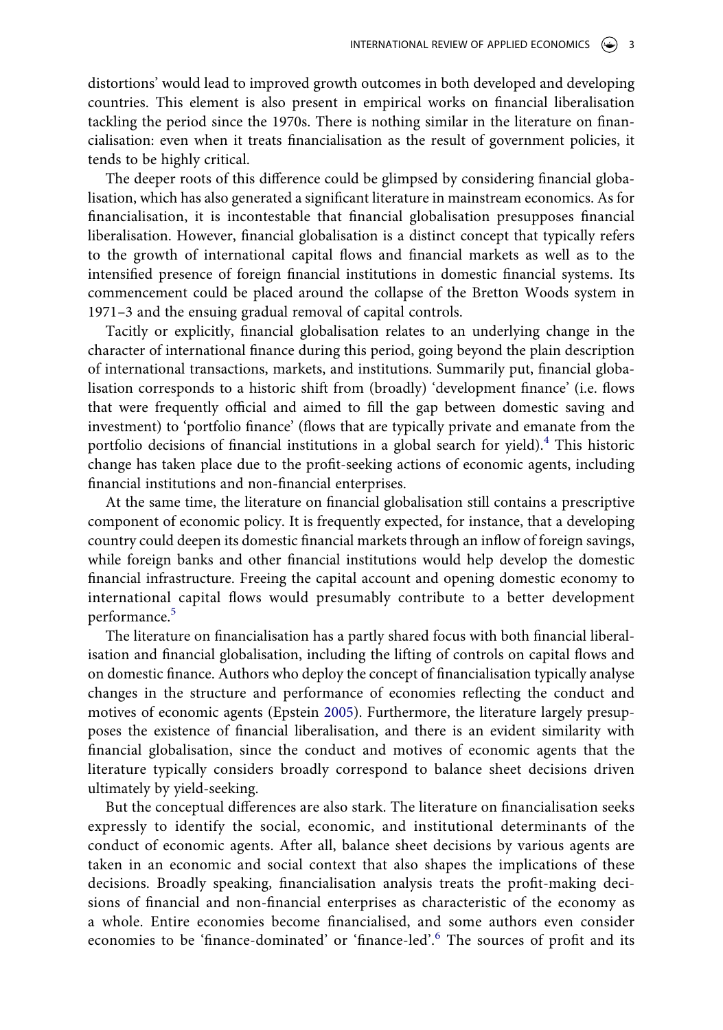distortions' would lead to improved growth outcomes in both developed and developing countries. This element is also present in empirical works on financial liberalisation tackling the period since the 1970s. There is nothing similar in the literature on financialisation: even when it treats financialisation as the result of government policies, it tends to be highly critical.

The deeper roots of this difference could be glimpsed by considering financial globalisation, which has also generated a significant literature in mainstream economics. As for financialisation, it is incontestable that financial globalisation presupposes financial liberalisation. However, financial globalisation is a distinct concept that typically refers to the growth of international capital flows and financial markets as well as to the intensified presence of foreign financial institutions in domestic financial systems. Its commencement could be placed around the collapse of the Bretton Woods system in 1971–3 and the ensuing gradual removal of capital controls.

Tacitly or explicitly, financial globalisation relates to an underlying change in the character of international finance during this period, going beyond the plain description of international transactions, markets, and institutions. Summarily put, financial globalisation corresponds to a historic shift from (broadly) 'development finance' (i.e. flows that were frequently official and aimed to fill the gap between domestic saving and investment) to 'portfolio finance' (flows that are typically private and emanate from the portfolio decisions of financial institutions in a global search for yield).[4] This historic change has taken place due to the profit-seeking actions of economic agents, including financial institutions and non-financial enterprises.

At the same time, the literature on financial globalisation still contains a prescriptive component of economic policy. It is frequently expected, for instance, that a developing country could deepen its domestic financial markets through an inflow of foreign savings, while foreign banks and other financial institutions would help develop the domestic financial infrastructure. Freeing the capital account and opening domestic economy to international capital flows would presumably contribute to a better development performance.[5]

The literature on financialisation has a partly shared focus with both financial liberalisation and financial globalisation, including the lifting of controls on capital flows and on domestic finance. Authors who deploy the concept of financialisation typically analyse changes in the structure and performance of economies reflecting the conduct and motives of economic agents (Epstein 2005). Furthermore, the literature largely presupposes the existence of financial liberalisation, and there is an evident similarity with financial globalisation, since the conduct and motives of economic agents that the literature typically considers broadly correspond to balance sheet decisions driven ultimately by yield-seeking.

But the conceptual differences are also stark. The literature on financialisation seeks expressly to identify the social, economic, and institutional determinants of the conduct of economic agents. After all, balance sheet decisions by various agents are taken in an economic and social context that also shapes the implications of these decisions. Broadly speaking, financialisation analysis treats the profit-making decisions of financial and non-financial enterprises as characteristic of the economy as a whole. Entire economies become financialised, and some authors even consider economies to be 'finance-dominated' or 'finance-led'.[6] The sources of profit and its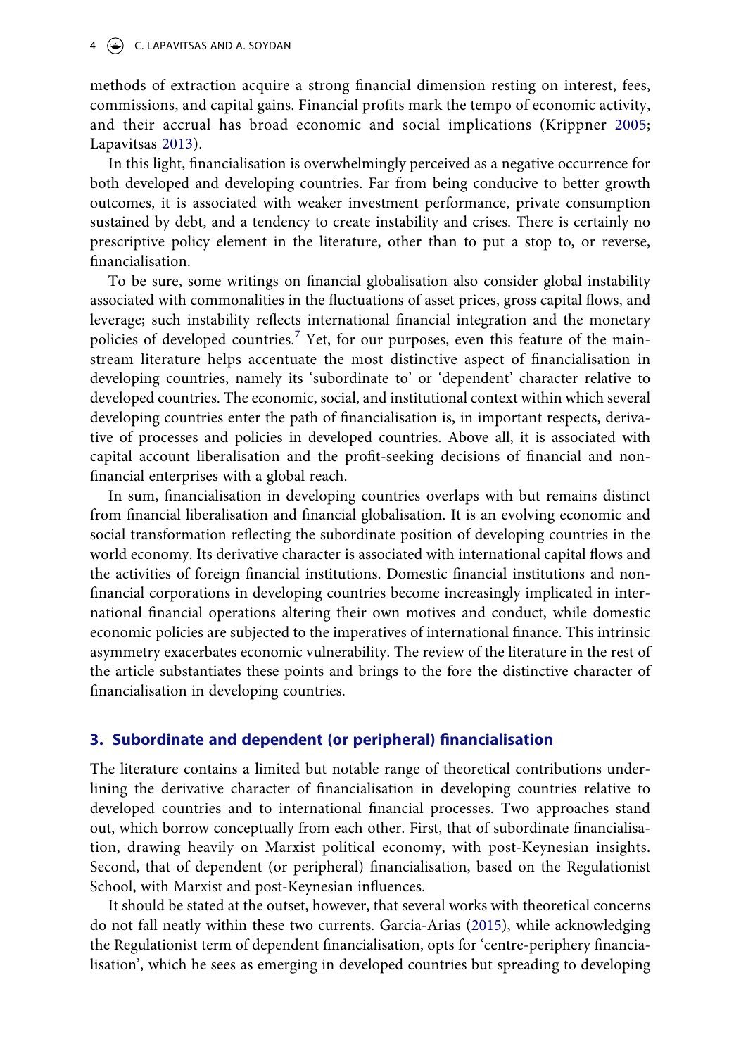methods of extraction acquire a strong financial dimension resting on interest, fees, commissions, and capital gains. Financial profits mark the tempo of economic activity, and their accrual has broad economic and social implications (Krippner 2005; Lapavitsas 2013).

In this light, financialisation is overwhelmingly perceived as a negative occurrence for both developed and developing countries. Far from being conducive to better growth outcomes, it is associated with weaker investment performance, private consumption sustained by debt, and a tendency to create instability and crises. There is certainly no prescriptive policy element in the literature, other than to put a stop to, or reverse, financialisation.

To be sure, some writings on financial globalisation also consider global instability associated with commonalities in the fluctuations of asset prices, gross capital flows, and leverage; such instability reflects international financial integration and the monetary policies of developed countries.[7] Yet, for our purposes, even this feature of the mainstream literature helps accentuate the most distinctive aspect of financialisation in developing countries, namely its 'subordinate to' or 'dependent' character relative to developed countries. The economic, social, and institutional context within which several developing countries enter the path of financialisation is, in important respects, derivative of processes and policies in developed countries. Above all, it is associated with capital account liberalisation and the profit-seeking decisions of financial and non-financial enterprises with a global reach.

In sum, financialisation in developing countries overlaps with but remains distinct from financial liberalisation and financial globalisation. It is an evolving economic and social transformation reflecting the subordinate position of developing countries in the world economy. Its derivative character is associated with international capital flows and the activities of foreign financial institutions. Domestic financial institutions and non-financial corporations in developing countries become increasingly implicated in international financial operations altering their own motives and conduct, while domestic economic policies are subjected to the imperatives of international finance. This intrinsic asymmetry exacerbates economic vulnerability. The review of the literature in the rest of the article substantiates these points and brings to the fore the distinctive character of financialisation in developing countries.

## 3. Subordinate and dependent (or peripheral) financialisation

The literature contains a limited but notable range of theoretical contributions underlining the derivative character of financialisation in developing countries relative to developed countries and to international financial processes. Two approaches stand out, which borrow conceptually from each other. First, that of subordinate financialisation, drawing heavily on Marxist political economy, with post-Keynesian insights. Second, that of dependent (or peripheral) financialisation, based on the Regulationist School, with Marxist and post-Keynesian influences.

It should be stated at the outset, however, that several works with theoretical concerns do not fall neatly within these two currents. Garcia-Arias (2015), while acknowledging the Regulationist term of dependent financialisation, opts for 'centre-periphery financialisation', which he sees as emerging in developed countries but spreading to developing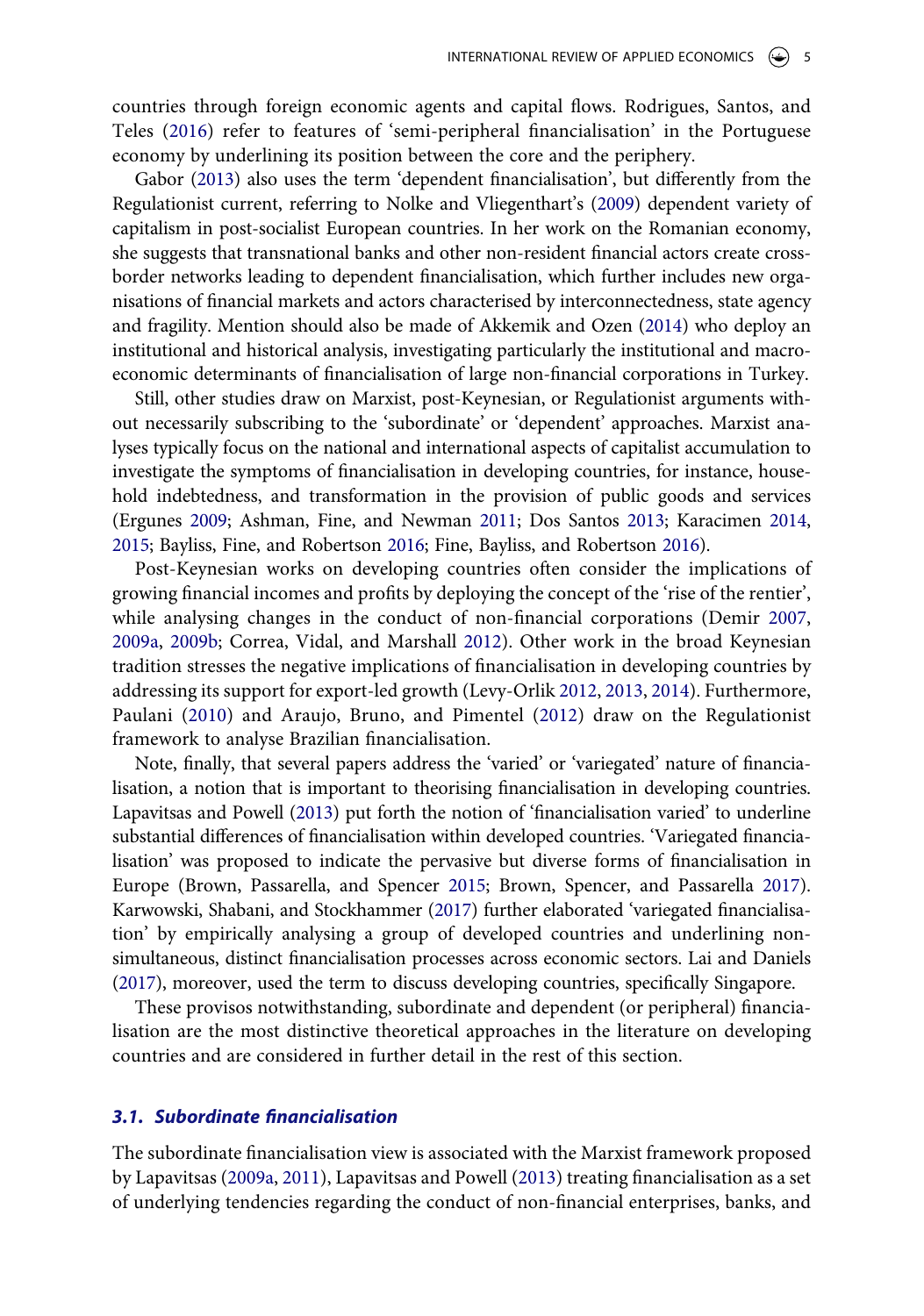countries through foreign economic agents and capital flows. Rodrigues, Santos, and Teles (2016) refer to features of 'semi-peripheral financialisation' in the Portuguese economy by underlining its position between the core and the periphery.

Gabor (2013) also uses the term 'dependent financialisation', but differently from the Regulationist current, referring to Nolke and Vliegenthart's (2009) dependent variety of capitalism in post-socialist European countries. In her work on the Romanian economy, she suggests that transnational banks and other non-resident financial actors create cross-border networks leading to dependent financialisation, which further includes new organisations of financial markets and actors characterised by interconnectedness, state agency and fragility. Mention should also be made of Akkemik and Ozen (2014) who deploy an institutional and historical analysis, investigating particularly the institutional and macroeconomic determinants of financialisation of large non-financial corporations in Turkey.

Still, other studies draw on Marxist, post-Keynesian, or Regulationist arguments without necessarily subscribing to the 'subordinate' or 'dependent' approaches. Marxist analyses typically focus on the national and international aspects of capitalist accumulation to investigate the symptoms of financialisation in developing countries, for instance, household indebtedness, and transformation in the provision of public goods and services (Ergunes 2009; Ashman, Fine, and Newman 2011; Dos Santos 2013; Karacimen 2014, 2015; Bayliss, Fine, and Robertson 2016; Fine, Bayliss, and Robertson 2016).

Post-Keynesian works on developing countries often consider the implications of growing financial incomes and profits by deploying the concept of the 'rise of the rentier', while analysing changes in the conduct of non-financial corporations (Demir 2007, 2009a, 2009b; Correa, Vidal, and Marshall 2012). Other work in the broad Keynesian tradition stresses the negative implications of financialisation in developing countries by addressing its support for export-led growth (Levy-Orlik 2012, 2013, 2014). Furthermore, Paulani (2010) and Araujo, Bruno, and Pimentel (2012) draw on the Regulationist framework to analyse Brazilian financialisation.

Note, finally, that several papers address the 'varied' or 'variegated' nature of financialisation, a notion that is important to theorising financialisation in developing countries. Lapavitsas and Powell (2013) put forth the notion of 'financialisation varied' to underline substantial differences of financialisation within developed countries. 'Variegated financialisation' was proposed to indicate the pervasive but diverse forms of financialisation in Europe (Brown, Passarella, and Spencer 2015; Brown, Spencer, and Passarella 2017). Karwowski, Shabani, and Stockhammer (2017) further elaborated 'variegated financialisation' by empirically analysing a group of developed countries and underlining non-simultaneous, distinct financialisation processes across economic sectors. Lai and Daniels (2017), moreover, used the term to discuss developing countries, specifically Singapore.

These provisos notwithstanding, subordinate and dependent (or peripheral) financialisation are the most distinctive theoretical approaches in the literature on developing countries and are considered in further detail in the rest of this section.

### 3.1. Subordinate financialisation

The subordinate financialisation view is associated with the Marxist framework proposed by Lapavitsas (2009a, 2011), Lapavitsas and Powell (2013) treating financialisation as a set of underlying tendencies regarding the conduct of non-financial enterprises, banks, and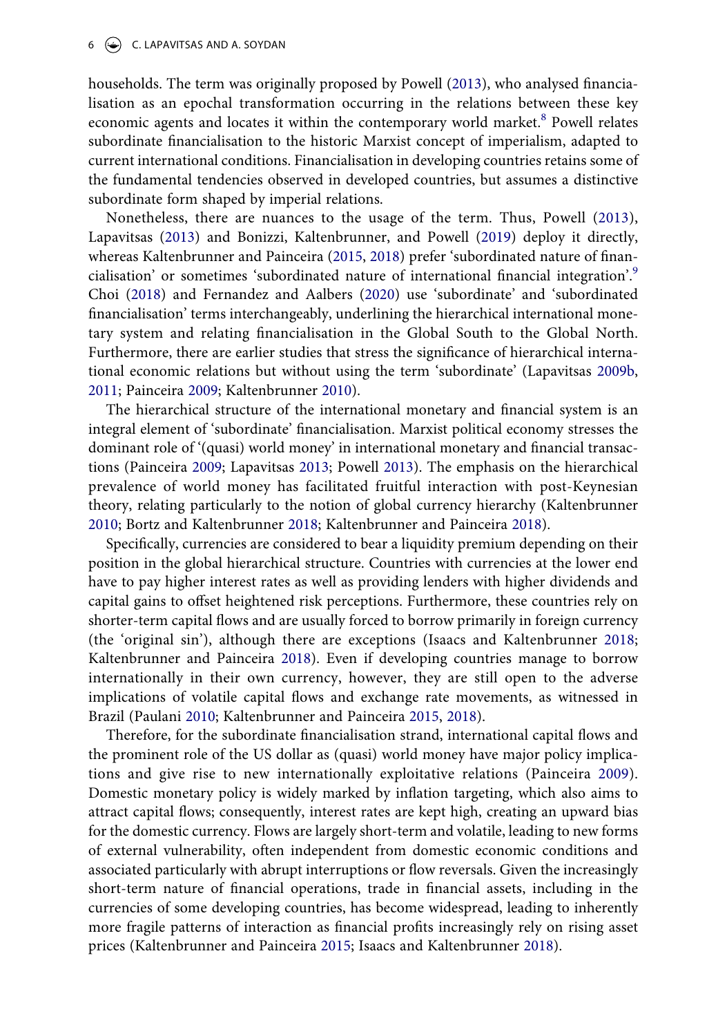households. The term was originally proposed by Powell (2013), who analysed financialisation as an epochal transformation occurring in the relations between these key economic agents and locates it within the contemporary world market.[8] Powell relates subordinate financialisation to the historic Marxist concept of imperialism, adapted to current international conditions. Financialisation in developing countries retains some of the fundamental tendencies observed in developed countries, but assumes a distinctive subordinate form shaped by imperial relations.

Nonetheless, there are nuances to the usage of the term. Thus, Powell (2013), Lapavitsas (2013) and Bonizzi, Kaltenbrunner, and Powell (2019) deploy it directly, whereas Kaltenbrunner and Painceira (2015, 2018) prefer 'subordinated nature of financialisation' or sometimes 'subordinated nature of international financial integration'.[9] Choi (2018) and Fernandez and Aalbers (2020) use 'subordinate' and 'subordinated financialisation' terms interchangeably, underlining the hierarchical international monetary system and relating financialisation in the Global South to the Global North. Furthermore, there are earlier studies that stress the significance of hierarchical international economic relations but without using the term 'subordinate' (Lapavitsas 2009b, 2011; Painceira 2009; Kaltenbrunner 2010).

The hierarchical structure of the international monetary and financial system is an integral element of 'subordinate' financialisation. Marxist political economy stresses the dominant role of '(quasi) world money' in international monetary and financial transactions (Painceira 2009; Lapavitsas 2013; Powell 2013). The emphasis on the hierarchical prevalence of world money has facilitated fruitful interaction with post-Keynesian theory, relating particularly to the notion of global currency hierarchy (Kaltenbrunner 2010; Bortz and Kaltenbrunner 2018; Kaltenbrunner and Painceira 2018).

Specifically, currencies are considered to bear a liquidity premium depending on their position in the global hierarchical structure. Countries with currencies at the lower end have to pay higher interest rates as well as providing lenders with higher dividends and capital gains to offset heightened risk perceptions. Furthermore, these countries rely on shorter-term capital flows and are usually forced to borrow primarily in foreign currency (the 'original sin'), although there are exceptions (Isaacs and Kaltenbrunner 2018; Kaltenbrunner and Painceira 2018). Even if developing countries manage to borrow internationally in their own currency, however, they are still open to the adverse implications of volatile capital flows and exchange rate movements, as witnessed in Brazil (Paulani 2010; Kaltenbrunner and Painceira 2015, 2018).

Therefore, for the subordinate financialisation strand, international capital flows and the prominent role of the US dollar as (quasi) world money have major policy implications and give rise to new internationally exploitative relations (Painceira 2009). Domestic monetary policy is widely marked by inflation targeting, which also aims to attract capital flows; consequently, interest rates are kept high, creating an upward bias for the domestic currency. Flows are largely short-term and volatile, leading to new forms of external vulnerability, often independent from domestic economic conditions and associated particularly with abrupt interruptions or flow reversals. Given the increasingly short-term nature of financial operations, trade in financial assets, including in the currencies of some developing countries, has become widespread, leading to inherently more fragile patterns of interaction as financial profits increasingly rely on rising asset prices (Kaltenbrunner and Painceira 2015; Isaacs and Kaltenbrunner 2018).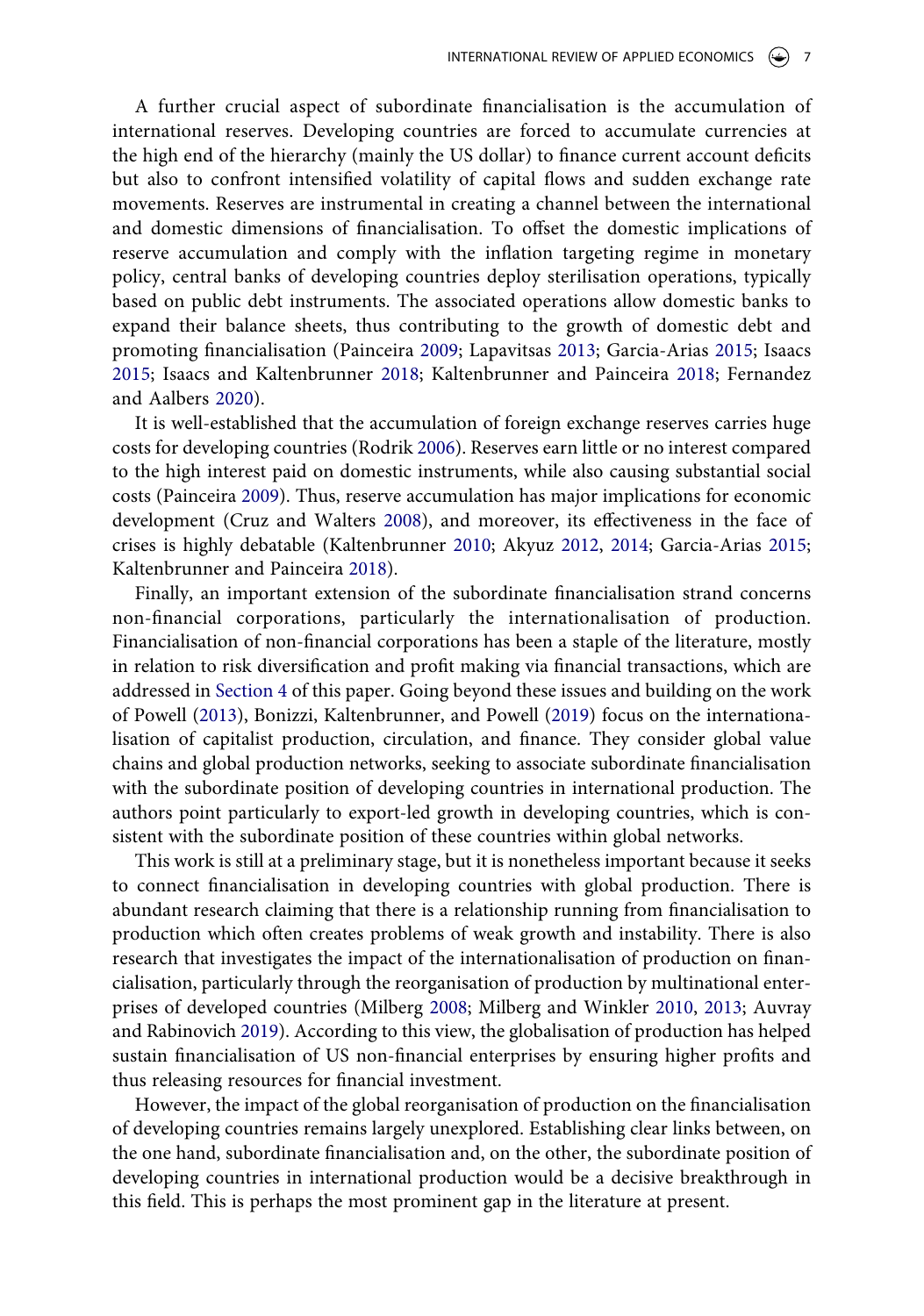A further crucial aspect of subordinate financialisation is the accumulation of international reserves. Developing countries are forced to accumulate currencies at the high end of the hierarchy (mainly the US dollar) to finance current account deficits but also to confront intensified volatility of capital flows and sudden exchange rate movements. Reserves are instrumental in creating a channel between the international and domestic dimensions of financialisation. To offset the domestic implications of reserve accumulation and comply with the inflation targeting regime in monetary policy, central banks of developing countries deploy sterilisation operations, typically based on public debt instruments. The associated operations allow domestic banks to expand their balance sheets, thus contributing to the growth of domestic debt and promoting financialisation (Painceira 2009; Lapavitsas 2013; Garcia-Arias 2015; Isaacs 2015; Isaacs and Kaltenbrunner 2018; Kaltenbrunner and Painceira 2018; Fernandez and Aalbers 2020).

It is well-established that the accumulation of foreign exchange reserves carries huge costs for developing countries (Rodrik 2006). Reserves earn little or no interest compared to the high interest paid on domestic instruments, while also causing substantial social costs (Painceira 2009). Thus, reserve accumulation has major implications for economic development (Cruz and Walters 2008), and moreover, its effectiveness in the face of crises is highly debatable (Kaltenbrunner 2010; Akyuz 2012, 2014; Garcia-Arias 2015; Kaltenbrunner and Painceira 2018).

Finally, an important extension of the subordinate financialisation strand concerns non-financial corporations, particularly the internationalisation of production. Financialisation of non-financial corporations has been a staple of the literature, mostly in relation to risk diversification and profit making via financial transactions, which are addressed in Section 4 of this paper. Going beyond these issues and building on the work of Powell (2013), Bonizzi, Kaltenbrunner, and Powell (2019) focus on the internationalisation of capitalist production, circulation, and finance. They consider global value chains and global production networks, seeking to associate subordinate financialisation with the subordinate position of developing countries in international production. The authors point particularly to export-led growth in developing countries, which is consistent with the subordinate position of these countries within global networks.

This work is still at a preliminary stage, but it is nonetheless important because it seeks to connect financialisation in developing countries with global production. There is abundant research claiming that there is a relationship running from financialisation to production which often creates problems of weak growth and instability. There is also research that investigates the impact of the internationalisation of production on financialisation, particularly through the reorganisation of production by multinational enterprises of developed countries (Milberg 2008; Milberg and Winkler 2010, 2013; Auvray and Rabinovich 2019). According to this view, the globalisation of production has helped sustain financialisation of US non-financial enterprises by ensuring higher profits and thus releasing resources for financial investment.

However, the impact of the global reorganisation of production on the financialisation of developing countries remains largely unexplored. Establishing clear links between, on the one hand, subordinate financialisation and, on the other, the subordinate position of developing countries in international production would be a decisive breakthrough in this field. This is perhaps the most prominent gap in the literature at present.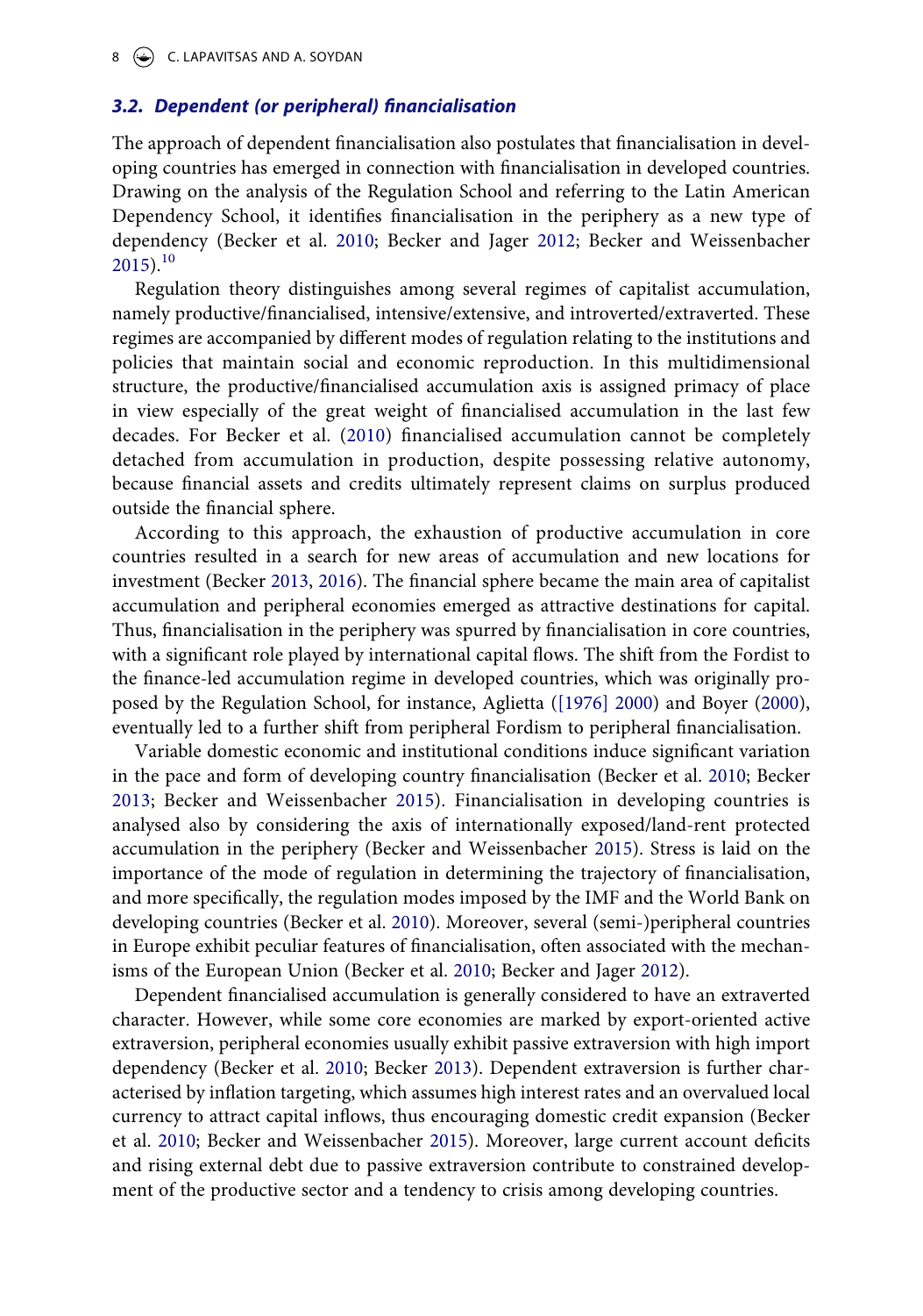### 3.2. Dependent (or peripheral) financialisation

The approach of dependent financialisation also postulates that financialisation in developing countries has emerged in connection with financialisation in developed countries. Drawing on the analysis of the Regulation School and referring to the Latin American Dependency School, it identifies financialisation in the periphery as a new type of dependency (Becker et al. 2010; Becker and Jager 2012; Becker and Weissenbacher 2015).[10]

Regulation theory distinguishes among several regimes of capitalist accumulation, namely productive/financialised, intensive/extensive, and introverted/extraverted. These regimes are accompanied by different modes of regulation relating to the institutions and policies that maintain social and economic reproduction. In this multidimensional structure, the productive/financialised accumulation axis is assigned primacy of place in view especially of the great weight of financialised accumulation in the last few decades. For Becker et al. (2010) financialised accumulation cannot be completely detached from accumulation in production, despite possessing relative autonomy, because financial assets and credits ultimately represent claims on surplus produced outside the financial sphere.

According to this approach, the exhaustion of productive accumulation in core countries resulted in a search for new areas of accumulation and new locations for investment (Becker 2013, 2016). The financial sphere became the main area of capitalist accumulation and peripheral economies emerged as attractive destinations for capital. Thus, financialisation in the periphery was spurred by financialisation in core countries, with a significant role played by international capital flows. The shift from the Fordist to the finance-led accumulation regime in developed countries, which was originally proposed by the Regulation School, for instance, Aglietta ([1976] 2000) and Boyer (2000), eventually led to a further shift from peripheral Fordism to peripheral financialisation.

Variable domestic economic and institutional conditions induce significant variation in the pace and form of developing country financialisation (Becker et al. 2010; Becker 2013; Becker and Weissenbacher 2015). Financialisation in developing countries is analysed also by considering the axis of internationally exposed/land-rent protected accumulation in the periphery (Becker and Weissenbacher 2015). Stress is laid on the importance of the mode of regulation in determining the trajectory of financialisation, and more specifically, the regulation modes imposed by the IMF and the World Bank on developing countries (Becker et al. 2010). Moreover, several (semi-)peripheral countries in Europe exhibit peculiar features of financialisation, often associated with the mechanisms of the European Union (Becker et al. 2010; Becker and Jager 2012).

Dependent financialised accumulation is generally considered to have an extraverted character. However, while some core economies are marked by export-oriented active extraversion, peripheral economies usually exhibit passive extraversion with high import dependency (Becker et al. 2010; Becker 2013). Dependent extraversion is further characterised by inflation targeting, which assumes high interest rates and an overvalued local currency to attract capital inflows, thus encouraging domestic credit expansion (Becker et al. 2010; Becker and Weissenbacher 2015). Moreover, large current account deficits and rising external debt due to passive extraversion contribute to constrained development of the productive sector and a tendency to crisis among developing countries.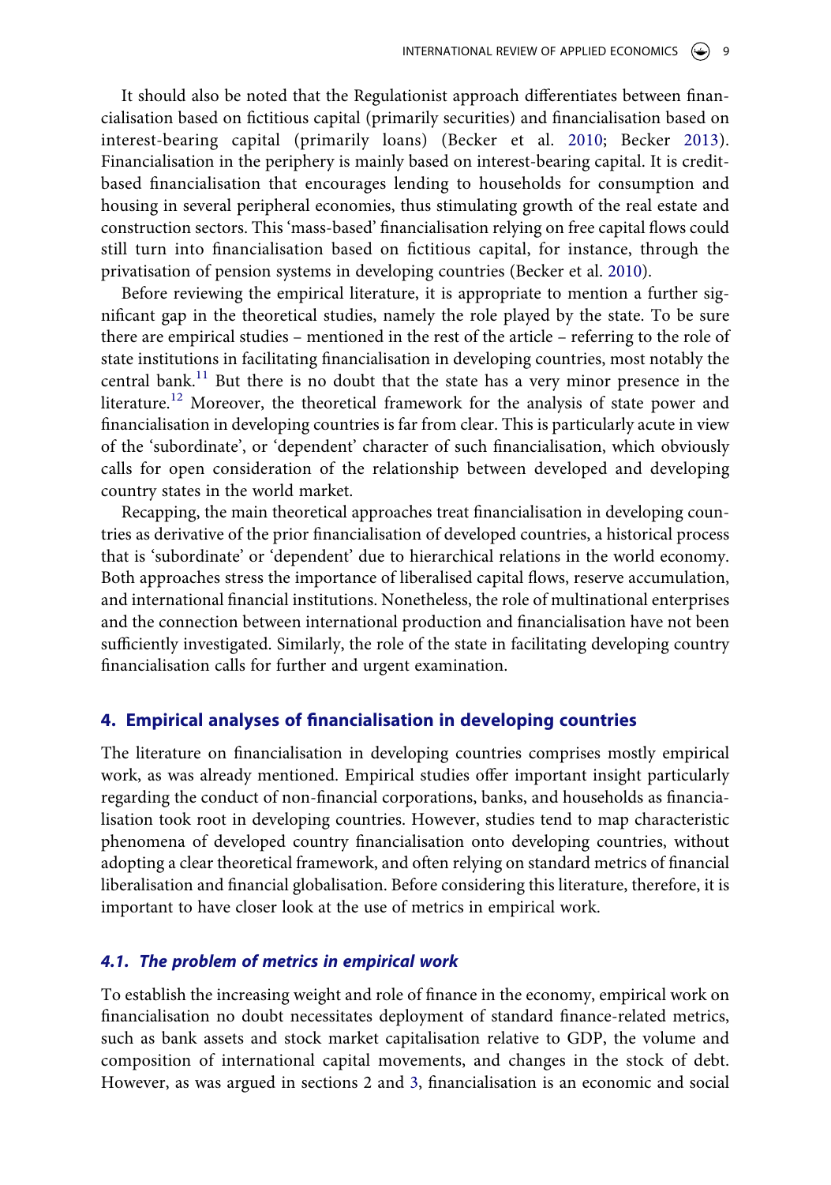It should also be noted that the Regulationist approach differentiates between financialisation based on fictitious capital (primarily securities) and financialisation based on interest-bearing capital (primarily loans) (Becker et al. 2010; Becker 2013). Financialisation in the periphery is mainly based on interest-bearing capital. It is credit-based financialisation that encourages lending to households for consumption and housing in several peripheral economies, thus stimulating growth of the real estate and construction sectors. This 'mass-based' financialisation relying on free capital flows could still turn into financialisation based on fictitious capital, for instance, through the privatisation of pension systems in developing countries (Becker et al. 2010).

Before reviewing the empirical literature, it is appropriate to mention a further significant gap in the theoretical studies, namely the role played by the state. To be sure there are empirical studies – mentioned in the rest of the article – referring to the role of state institutions in facilitating financialisation in developing countries, most notably the central bank.[11] But there is no doubt that the state has a very minor presence in the literature.[12] Moreover, the theoretical framework for the analysis of state power and financialisation in developing countries is far from clear. This is particularly acute in view of the 'subordinate', or 'dependent' character of such financialisation, which obviously calls for open consideration of the relationship between developed and developing country states in the world market.

Recapping, the main theoretical approaches treat financialisation in developing countries as derivative of the prior financialisation of developed countries, a historical process that is 'subordinate' or 'dependent' due to hierarchical relations in the world economy. Both approaches stress the importance of liberalised capital flows, reserve accumulation, and international financial institutions. Nonetheless, the role of multinational enterprises and the connection between international production and financialisation have not been sufficiently investigated. Similarly, the role of the state in facilitating developing country financialisation calls for further and urgent examination.

## 4. Empirical analyses of financialisation in developing countries

The literature on financialisation in developing countries comprises mostly empirical work, as was already mentioned. Empirical studies offer important insight particularly regarding the conduct of non-financial corporations, banks, and households as financialisation took root in developing countries. However, studies tend to map characteristic phenomena of developed country financialisation onto developing countries, without adopting a clear theoretical framework, and often relying on standard metrics of financial liberalisation and financial globalisation. Before considering this literature, therefore, it is important to have closer look at the use of metrics in empirical work.

### *4.1. The problem of metrics in empirical work*

To establish the increasing weight and role of finance in the economy, empirical work on financialisation no doubt necessitates deployment of standard finance-related metrics, such as bank assets and stock market capitalisation relative to GDP, the volume and composition of international capital movements, and changes in the stock of debt. However, as was argued in sections 2 and 3, financialisation is an economic and social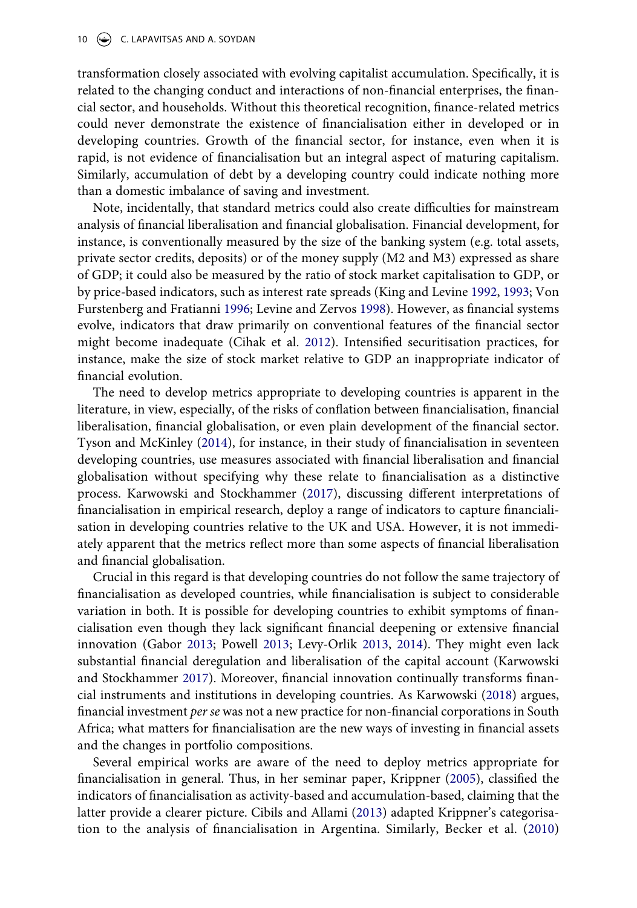transformation closely associated with evolving capitalist accumulation. Specifically, it is related to the changing conduct and interactions of non-financial enterprises, the financial sector, and households. Without this theoretical recognition, finance-related metrics could never demonstrate the existence of financialisation either in developed or in developing countries. Growth of the financial sector, for instance, even when it is rapid, is not evidence of financialisation but an integral aspect of maturing capitalism. Similarly, accumulation of debt by a developing country could indicate nothing more than a domestic imbalance of saving and investment.

Note, incidentally, that standard metrics could also create difficulties for mainstream analysis of financial liberalisation and financial globalisation. Financial development, for instance, is conventionally measured by the size of the banking system (e.g. total assets, private sector credits, deposits) or of the money supply (M2 and M3) expressed as share of GDP; it could also be measured by the ratio of stock market capitalisation to GDP, or by price-based indicators, such as interest rate spreads (King and Levine 1992, 1993; Von Furstenberg and Fratianni 1996; Levine and Zervos 1998). However, as financial systems evolve, indicators that draw primarily on conventional features of the financial sector might become inadequate (Cihak et al. 2012). Intensified securitisation practices, for instance, make the size of stock market relative to GDP an inappropriate indicator of financial evolution.

The need to develop metrics appropriate to developing countries is apparent in the literature, in view, especially, of the risks of conflation between financialisation, financial liberalisation, financial globalisation, or even plain development of the financial sector. Tyson and McKinley (2014), for instance, in their study of financialisation in seventeen developing countries, use measures associated with financial liberalisation and financial globalisation without specifying why these relate to financialisation as a distinctive process. Karwowski and Stockhammer (2017), discussing different interpretations of financialisation in empirical research, deploy a range of indicators to capture financialisation in developing countries relative to the UK and USA. However, it is not immediately apparent that the metrics reflect more than some aspects of financial liberalisation and financial globalisation.

Crucial in this regard is that developing countries do not follow the same trajectory of financialisation as developed countries, while financialisation is subject to considerable variation in both. It is possible for developing countries to exhibit symptoms of financialisation even though they lack significant financial deepening or extensive financial innovation (Gabor 2013; Powell 2013; Levy-Orlik 2013, 2014). They might even lack substantial financial deregulation and liberalisation of the capital account (Karwowski and Stockhammer 2017). Moreover, financial innovation continually transforms financial instruments and institutions in developing countries. As Karwowski (2018) argues, financial investment *per se* was not a new practice for non-financial corporations in South Africa; what matters for financialisation are the new ways of investing in financial assets and the changes in portfolio compositions.

Several empirical works are aware of the need to deploy metrics appropriate for financialisation in general. Thus, in her seminar paper, Krippner (2005), classified the indicators of financialisation as activity-based and accumulation-based, claiming that the latter provide a clearer picture. Cibils and Allami (2013) adapted Krippner's categorisation to the analysis of financialisation in Argentina. Similarly, Becker et al. (2010)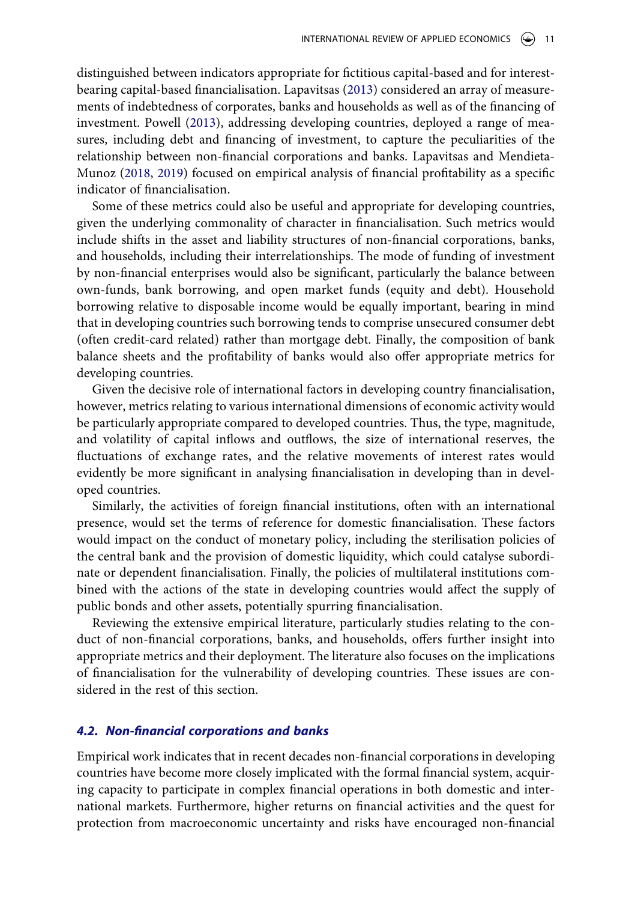distinguished between indicators appropriate for fictitious capital-based and for interest-bearing capital-based financialisation. Lapavitsas (2013) considered an array of measurements of indebtedness of corporates, banks and households as well as of the financing of investment. Powell (2013), addressing developing countries, deployed a range of measures, including debt and financing of investment, to capture the peculiarities of the relationship between non-financial corporations and banks. Lapavitsas and Mendieta-Munoz (2018, 2019) focused on empirical analysis of financial profitability as a specific indicator of financialisation.

Some of these metrics could also be useful and appropriate for developing countries, given the underlying commonality of character in financialisation. Such metrics would include shifts in the asset and liability structures of non-financial corporations, banks, and households, including their interrelationships. The mode of funding of investment by non-financial enterprises would also be significant, particularly the balance between own-funds, bank borrowing, and open market funds (equity and debt). Household borrowing relative to disposable income would be equally important, bearing in mind that in developing countries such borrowing tends to comprise unsecured consumer debt (often credit-card related) rather than mortgage debt. Finally, the composition of bank balance sheets and the profitability of banks would also offer appropriate metrics for developing countries.

Given the decisive role of international factors in developing country financialisation, however, metrics relating to various international dimensions of economic activity would be particularly appropriate compared to developed countries. Thus, the type, magnitude, and volatility of capital inflows and outflows, the size of international reserves, the fluctuations of exchange rates, and the relative movements of interest rates would evidently be more significant in analysing financialisation in developing than in developed countries.

Similarly, the activities of foreign financial institutions, often with an international presence, would set the terms of reference for domestic financialisation. These factors would impact on the conduct of monetary policy, including the sterilisation policies of the central bank and the provision of domestic liquidity, which could catalyse subordinate or dependent financialisation. Finally, the policies of multilateral institutions combined with the actions of the state in developing countries would affect the supply of public bonds and other assets, potentially spurring financialisation.

Reviewing the extensive empirical literature, particularly studies relating to the conduct of non-financial corporations, banks, and households, offers further insight into appropriate metrics and their deployment. The literature also focuses on the implications of financialisation for the vulnerability of developing countries. These issues are considered in the rest of this section.

### *4.2. Non-financial corporations and banks*

Empirical work indicates that in recent decades non-financial corporations in developing countries have become more closely implicated with the formal financial system, acquiring capacity to participate in complex financial operations in both domestic and international markets. Furthermore, higher returns on financial activities and the quest for protection from macroeconomic uncertainty and risks have encouraged non-financial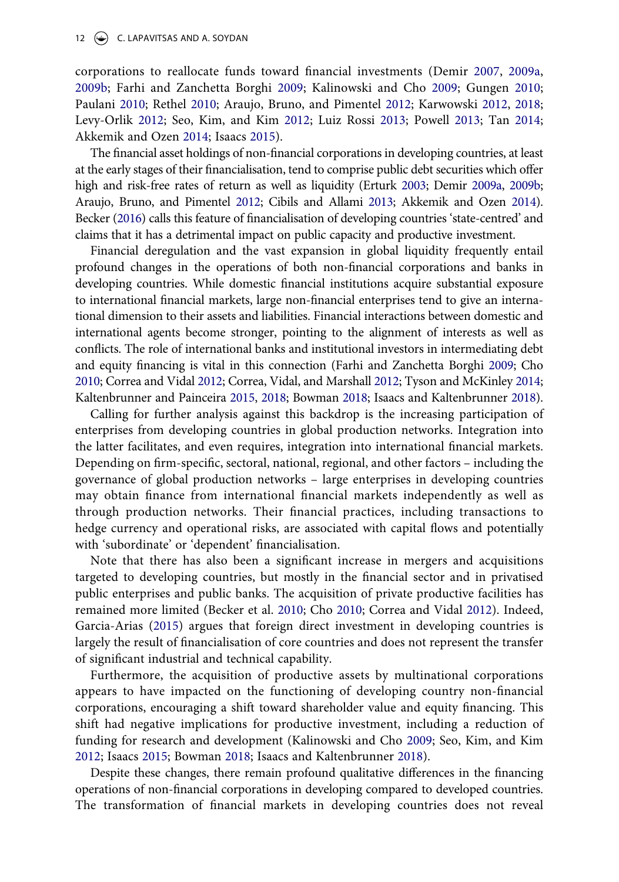corporations to reallocate funds toward financial investments (Demir 2007, 2009a, 2009b; Farhi and Zanchetta Borghi 2009; Kalinowski and Cho 2009; Gungen 2010; Paulani 2010; Rethel 2010; Araujo, Bruno, and Pimentel 2012; Karwowski 2012, 2018; Levy-Orlik 2012; Seo, Kim, and Kim 2012; Luiz Rossi 2013; Powell 2013; Tan 2014; Akkemik and Ozen 2014; Isaacs 2015).

The financial asset holdings of non-financial corporations in developing countries, at least at the early stages of their financialisation, tend to comprise public debt securities which offer high and risk-free rates of return as well as liquidity (Erturk 2003; Demir 2009a, 2009b; Araujo, Bruno, and Pimentel 2012; Cibils and Allami 2013; Akkemik and Ozen 2014). Becker (2016) calls this feature of financialisation of developing countries 'state-centred' and claims that it has a detrimental impact on public capacity and productive investment.

Financial deregulation and the vast expansion in global liquidity frequently entail profound changes in the operations of both non-financial corporations and banks in developing countries. While domestic financial institutions acquire substantial exposure to international financial markets, large non-financial enterprises tend to give an international dimension to their assets and liabilities. Financial interactions between domestic and international agents become stronger, pointing to the alignment of interests as well as conflicts. The role of international banks and institutional investors in intermediating debt and equity financing is vital in this connection (Farhi and Zanchetta Borghi 2009; Cho 2010; Correa and Vidal 2012; Correa, Vidal, and Marshall 2012; Tyson and McKinley 2014; Kaltenbrunner and Painceira 2015, 2018; Bowman 2018; Isaacs and Kaltenbrunner 2018).

Calling for further analysis against this backdrop is the increasing participation of enterprises from developing countries in global production networks. Integration into the latter facilitates, and even requires, integration into international financial markets. Depending on firm-specific, sectoral, national, regional, and other factors – including the governance of global production networks – large enterprises in developing countries may obtain finance from international financial markets independently as well as through production networks. Their financial practices, including transactions to hedge currency and operational risks, are associated with capital flows and potentially with 'subordinate' or 'dependent' financialisation.

Note that there has also been a significant increase in mergers and acquisitions targeted to developing countries, but mostly in the financial sector and in privatised public enterprises and public banks. The acquisition of private productive facilities has remained more limited (Becker et al. 2010; Cho 2010; Correa and Vidal 2012). Indeed, Garcia-Arias (2015) argues that foreign direct investment in developing countries is largely the result of financialisation of core countries and does not represent the transfer of significant industrial and technical capability.

Furthermore, the acquisition of productive assets by multinational corporations appears to have impacted on the functioning of developing country non-financial corporations, encouraging a shift toward shareholder value and equity financing. This shift had negative implications for productive investment, including a reduction of funding for research and development (Kalinowski and Cho 2009; Seo, Kim, and Kim 2012; Isaacs 2015; Bowman 2018; Isaacs and Kaltenbrunner 2018).

Despite these changes, there remain profound qualitative differences in the financing operations of non-financial corporations in developing compared to developed countries. The transformation of financial markets in developing countries does not reveal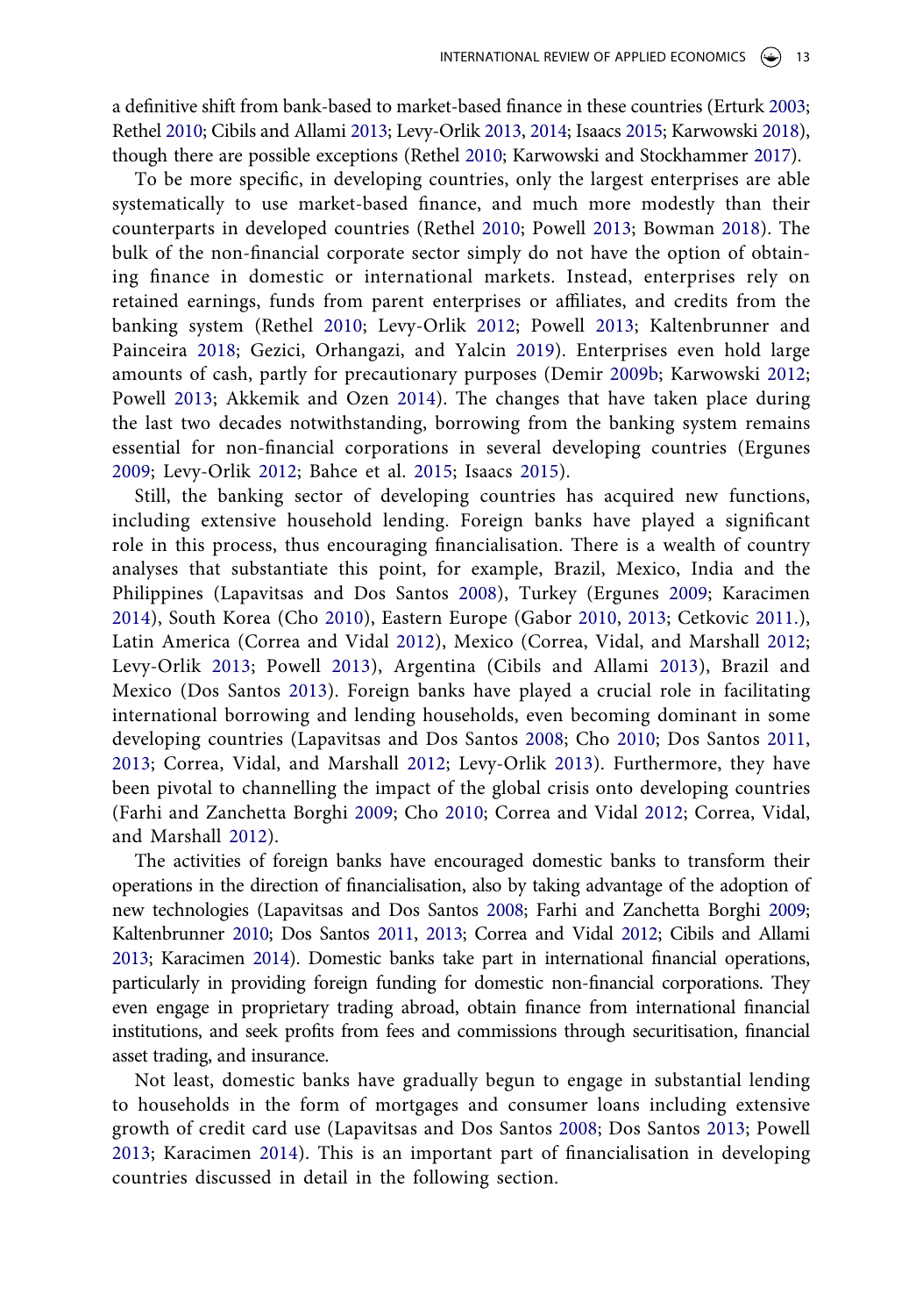a definitive shift from bank-based to market-based finance in these countries (Erturk 2003; Rethel 2010; Cibils and Allami 2013; Levy-Orlik 2013, 2014; Isaacs 2015; Karwowski 2018), though there are possible exceptions (Rethel 2010; Karwowski and Stockhammer 2017).

To be more specific, in developing countries, only the largest enterprises are able systematically to use market-based finance, and much more modestly than their counterparts in developed countries (Rethel 2010; Powell 2013; Bowman 2018). The bulk of the non-financial corporate sector simply do not have the option of obtaining finance in domestic or international markets. Instead, enterprises rely on retained earnings, funds from parent enterprises or affiliates, and credits from the banking system (Rethel 2010; Levy-Orlik 2012; Powell 2013; Kaltenbrunner and Painceira 2018; Gezici, Orhangazi, and Yalcin 2019). Enterprises even hold large amounts of cash, partly for precautionary purposes (Demir 2009b; Karwowski 2012; Powell 2013; Akkemik and Ozen 2014). The changes that have taken place during the last two decades notwithstanding, borrowing from the banking system remains essential for non-financial corporations in several developing countries (Ergunes 2009; Levy-Orlik 2012; Bahce et al. 2015; Isaacs 2015).

Still, the banking sector of developing countries has acquired new functions, including extensive household lending. Foreign banks have played a significant role in this process, thus encouraging financialisation. There is a wealth of country analyses that substantiate this point, for example, Brazil, Mexico, India and the Philippines (Lapavitsas and Dos Santos 2008), Turkey (Ergunes 2009; Karacimen 2014), South Korea (Cho 2010), Eastern Europe (Gabor 2010, 2013; Cetkovic 2011.), Latin America (Correa and Vidal 2012), Mexico (Correa, Vidal, and Marshall 2012; Levy-Orlik 2013; Powell 2013), Argentina (Cibils and Allami 2013), Brazil and Mexico (Dos Santos 2013). Foreign banks have played a crucial role in facilitating international borrowing and lending households, even becoming dominant in some developing countries (Lapavitsas and Dos Santos 2008; Cho 2010; Dos Santos 2011, 2013; Correa, Vidal, and Marshall 2012; Levy-Orlik 2013). Furthermore, they have been pivotal to channelling the impact of the global crisis onto developing countries (Farhi and Zanchetta Borghi 2009; Cho 2010; Correa and Vidal 2012; Correa, Vidal, and Marshall 2012).

The activities of foreign banks have encouraged domestic banks to transform their operations in the direction of financialisation, also by taking advantage of the adoption of new technologies (Lapavitsas and Dos Santos 2008; Farhi and Zanchetta Borghi 2009; Kaltenbrunner 2010; Dos Santos 2011, 2013; Correa and Vidal 2012; Cibils and Allami 2013; Karacimen 2014). Domestic banks take part in international financial operations, particularly in providing foreign funding for domestic non-financial corporations. They even engage in proprietary trading abroad, obtain finance from international financial institutions, and seek profits from fees and commissions through securitisation, financial asset trading, and insurance.

Not least, domestic banks have gradually begun to engage in substantial lending to households in the form of mortgages and consumer loans including extensive growth of credit card use (Lapavitsas and Dos Santos 2008; Dos Santos 2013; Powell 2013; Karacimen 2014). This is an important part of financialisation in developing countries discussed in detail in the following section.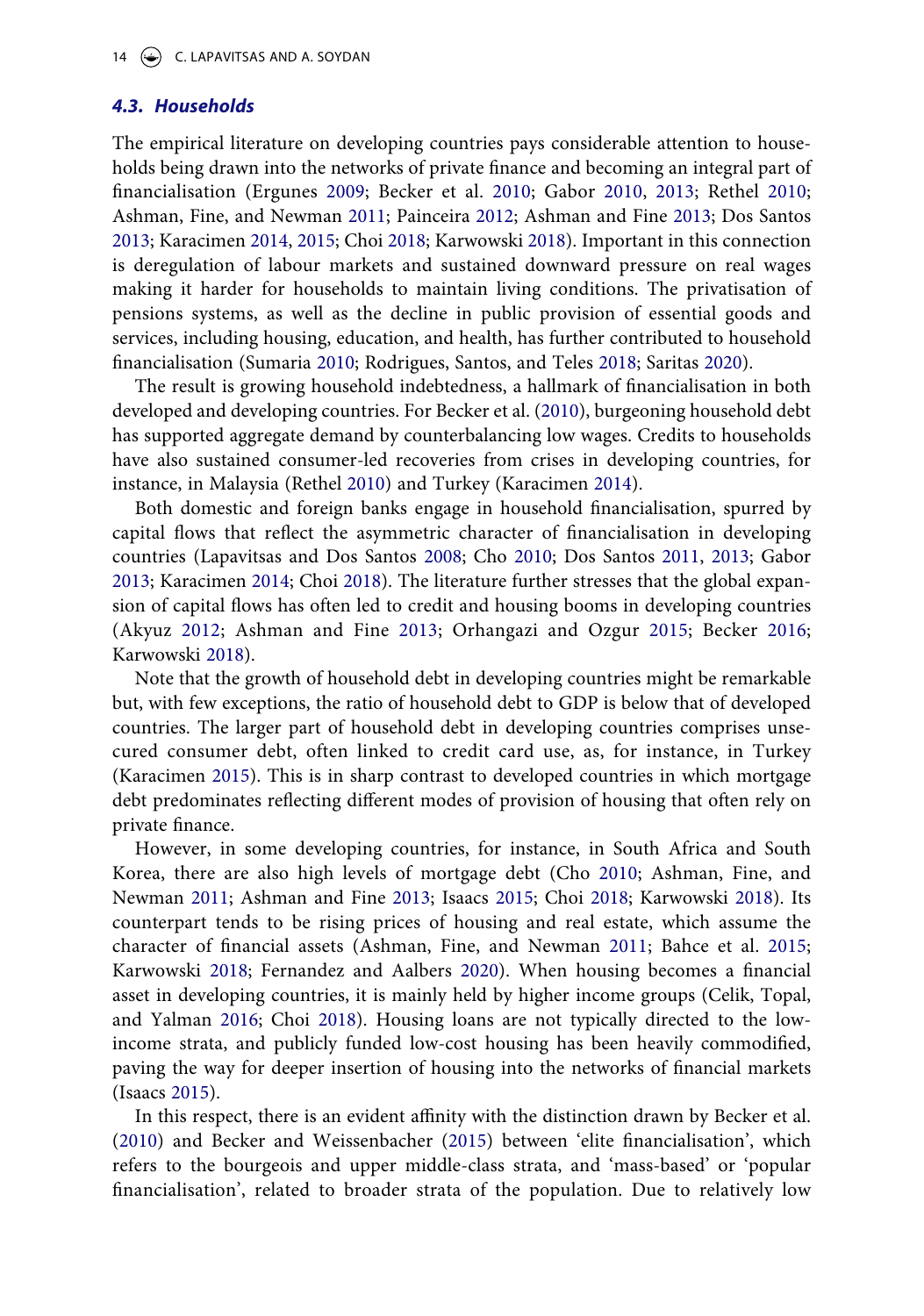### *4.3. Households*

The empirical literature on developing countries pays considerable attention to households being drawn into the networks of private finance and becoming an integral part of financialisation (Ergunes 2009; Becker et al. 2010; Gabor 2010, 2013; Rethel 2010; Ashman, Fine, and Newman 2011; Painceira 2012; Ashman and Fine 2013; Dos Santos 2013; Karacimen 2014, 2015; Choi 2018; Karwowski 2018). Important in this connection is deregulation of labour markets and sustained downward pressure on real wages making it harder for households to maintain living conditions. The privatisation of pensions systems, as well as the decline in public provision of essential goods and services, including housing, education, and health, has further contributed to household financialisation (Sumaria 2010; Rodrigues, Santos, and Teles 2018; Saritas 2020).

The result is growing household indebtedness, a hallmark of financialisation in both developed and developing countries. For Becker et al. (2010), burgeoning household debt has supported aggregate demand by counterbalancing low wages. Credits to households have also sustained consumer-led recoveries from crises in developing countries, for instance, in Malaysia (Rethel 2010) and Turkey (Karacimen 2014).

Both domestic and foreign banks engage in household financialisation, spurred by capital flows that reflect the asymmetric character of financialisation in developing countries (Lapavitsas and Dos Santos 2008; Cho 2010; Dos Santos 2011, 2013; Gabor 2013; Karacimen 2014; Choi 2018). The literature further stresses that the global expansion of capital flows has often led to credit and housing booms in developing countries (Akyuz 2012; Ashman and Fine 2013; Orhangazi and Ozgur 2015; Becker 2016; Karwowski 2018).

Note that the growth of household debt in developing countries might be remarkable but, with few exceptions, the ratio of household debt to GDP is below that of developed countries. The larger part of household debt in developing countries comprises unsecured consumer debt, often linked to credit card use, as, for instance, in Turkey (Karacimen 2015). This is in sharp contrast to developed countries in which mortgage debt predominates reflecting different modes of provision of housing that often rely on private finance.

However, in some developing countries, for instance, in South Africa and South Korea, there are also high levels of mortgage debt (Cho 2010; Ashman, Fine, and Newman 2011; Ashman and Fine 2013; Isaacs 2015; Choi 2018; Karwowski 2018). Its counterpart tends to be rising prices of housing and real estate, which assume the character of financial assets (Ashman, Fine, and Newman 2011; Bahce et al. 2015; Karwowski 2018; Fernandez and Aalbers 2020). When housing becomes a financial asset in developing countries, it is mainly held by higher income groups (Celik, Topal, and Yalman 2016; Choi 2018). Housing loans are not typically directed to the low-income strata, and publicly funded low-cost housing has been heavily commodified, paving the way for deeper insertion of housing into the networks of financial markets (Isaacs 2015).

In this respect, there is an evident affinity with the distinction drawn by Becker et al. (2010) and Becker and Weissenbacher (2015) between 'elite financialisation', which refers to the bourgeois and upper middle-class strata, and 'mass-based' or 'popular financialisation', related to broader strata of the population. Due to relatively low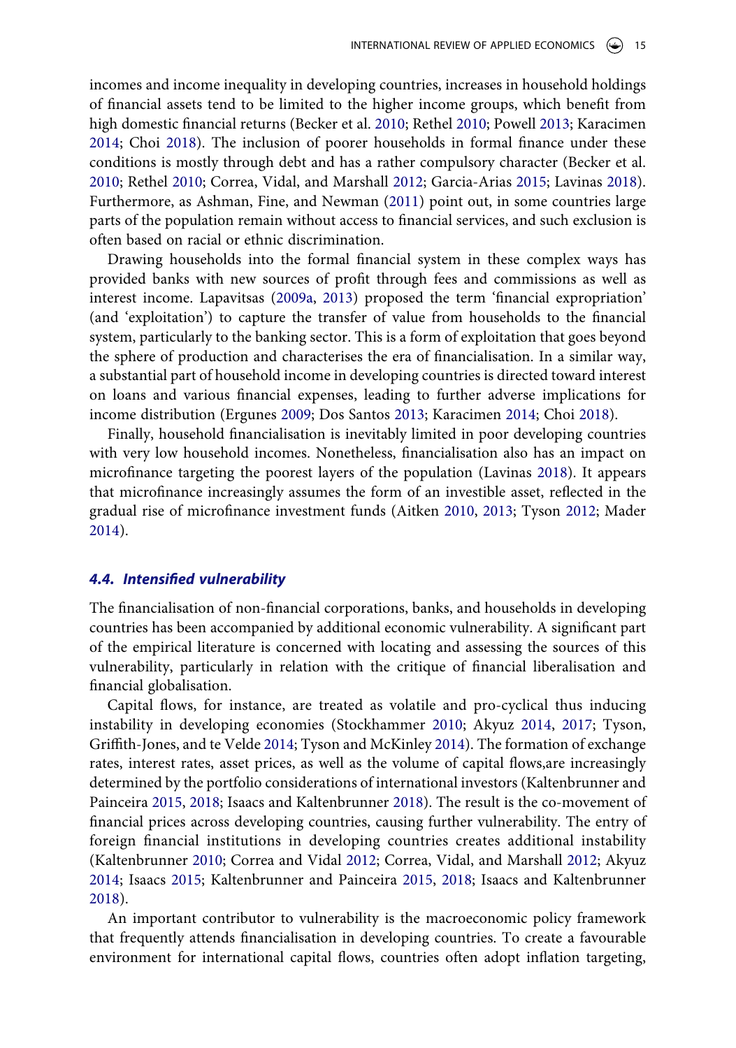incomes and income inequality in developing countries, increases in household holdings of financial assets tend to be limited to the higher income groups, which benefit from high domestic financial returns (Becker et al. 2010; Rethel 2010; Powell 2013; Karacimen 2014; Choi 2018). The inclusion of poorer households in formal finance under these conditions is mostly through debt and has a rather compulsory character (Becker et al. 2010; Rethel 2010; Correa, Vidal, and Marshall 2012; Garcia-Arias 2015; Lavinas 2018). Furthermore, as Ashman, Fine, and Newman (2011) point out, in some countries large parts of the population remain without access to financial services, and such exclusion is often based on racial or ethnic discrimination.

Drawing households into the formal financial system in these complex ways has provided banks with new sources of profit through fees and commissions as well as interest income. Lapavitsas (2009a, 2013) proposed the term 'financial expropriation' (and 'exploitation') to capture the transfer of value from households to the financial system, particularly to the banking sector. This is a form of exploitation that goes beyond the sphere of production and characterises the era of financialisation. In a similar way, a substantial part of household income in developing countries is directed toward interest on loans and various financial expenses, leading to further adverse implications for income distribution (Ergunes 2009; Dos Santos 2013; Karacimen 2014; Choi 2018).

Finally, household financialisation is inevitably limited in poor developing countries with very low household incomes. Nonetheless, financialisation also has an impact on microfinance targeting the poorest layers of the population (Lavinas 2018). It appears that microfinance increasingly assumes the form of an investible asset, reflected in the gradual rise of microfinance investment funds (Aitken 2010, 2013; Tyson 2012; Mader 2014).

### 4.4. Intensified vulnerability

The financialisation of non-financial corporations, banks, and households in developing countries has been accompanied by additional economic vulnerability. A significant part of the empirical literature is concerned with locating and assessing the sources of this vulnerability, particularly in relation with the critique of financial liberalisation and financial globalisation.

Capital flows, for instance, are treated as volatile and pro-cyclical thus inducing instability in developing economies (Stockhammer 2010; Akyuz 2014, 2017; Tyson, Griffith-Jones, and te Velde 2014; Tyson and McKinley 2014). The formation of exchange rates, interest rates, asset prices, as well as the volume of capital flows,are increasingly determined by the portfolio considerations of international investors (Kaltenbrunner and Painceira 2015, 2018; Isaacs and Kaltenbrunner 2018). The result is the co-movement of financial prices across developing countries, causing further vulnerability. The entry of foreign financial institutions in developing countries creates additional instability (Kaltenbrunner 2010; Correa and Vidal 2012; Correa, Vidal, and Marshall 2012; Akyuz 2014; Isaacs 2015; Kaltenbrunner and Painceira 2015, 2018; Isaacs and Kaltenbrunner 2018).

An important contributor to vulnerability is the macroeconomic policy framework that frequently attends financialisation in developing countries. To create a favourable environment for international capital flows, countries often adopt inflation targeting,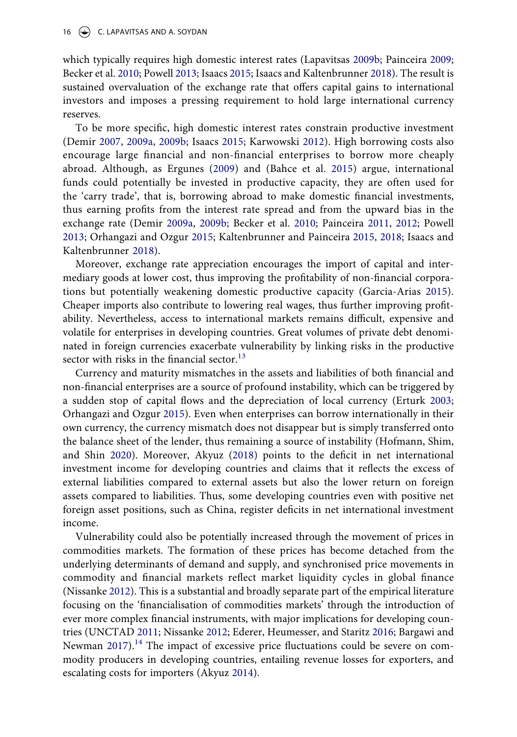which typically requires high domestic interest rates (Lapavitsas 2009b; Painceira 2009; Becker et al. 2010; Powell 2013; Isaacs 2015; Isaacs and Kaltenbrunner 2018). The result is sustained overvaluation of the exchange rate that offers capital gains to international investors and imposes a pressing requirement to hold large international currency reserves.

To be more specific, high domestic interest rates constrain productive investment (Demir 2007, 2009a, 2009b; Isaacs 2015; Karwowski 2012). High borrowing costs also encourage large financial and non-financial enterprises to borrow more cheaply abroad. Although, as Ergunes (2009) and (Bahce et al. 2015) argue, international funds could potentially be invested in productive capacity, they are often used for the 'carry trade', that is, borrowing abroad to make domestic financial investments, thus earning profits from the interest rate spread and from the upward bias in the exchange rate (Demir 2009a, 2009b; Becker et al. 2010; Painceira 2011, 2012; Powell 2013; Orhangazi and Ozgur 2015; Kaltenbrunner and Painceira 2015, 2018; Isaacs and Kaltenbrunner 2018).

Moreover, exchange rate appreciation encourages the import of capital and intermediary goods at lower cost, thus improving the profitability of non-financial corporations but potentially weakening domestic productive capacity (Garcia-Arias 2015). Cheaper imports also contribute to lowering real wages, thus further improving profitability. Nevertheless, access to international markets remains difficult, expensive and volatile for enterprises in developing countries. Great volumes of private debt denominated in foreign currencies exacerbate vulnerability by linking risks in the productive sector with risks in the financial sector.[13]

Currency and maturity mismatches in the assets and liabilities of both financial and non-financial enterprises are a source of profound instability, which can be triggered by a sudden stop of capital flows and the depreciation of local currency (Erturk 2003; Orhangazi and Ozgur 2015). Even when enterprises can borrow internationally in their own currency, the currency mismatch does not disappear but is simply transferred onto the balance sheet of the lender, thus remaining a source of instability (Hofmann, Shim, and Shin 2020). Moreover, Akyuz (2018) points to the deficit in net international investment income for developing countries and claims that it reflects the excess of external liabilities compared to external assets but also the lower return on foreign assets compared to liabilities. Thus, some developing countries even with positive net foreign asset positions, such as China, register deficits in net international investment income.

Vulnerability could also be potentially increased through the movement of prices in commodities markets. The formation of these prices has become detached from the underlying determinants of demand and supply, and synchronised price movements in commodity and financial markets reflect market liquidity cycles in global finance (Nissanke 2012). This is a substantial and broadly separate part of the empirical literature focusing on the 'financialisation of commodities markets' through the introduction of ever more complex financial instruments, with major implications for developing countries (UNCTAD 2011; Nissanke 2012; Ederer, Heumesser, and Staritz 2016; Bargawi and Newman 2017).[14] The impact of excessive price fluctuations could be severe on commodity producers in developing countries, entailing revenue losses for exporters, and escalating costs for importers (Akyuz 2014).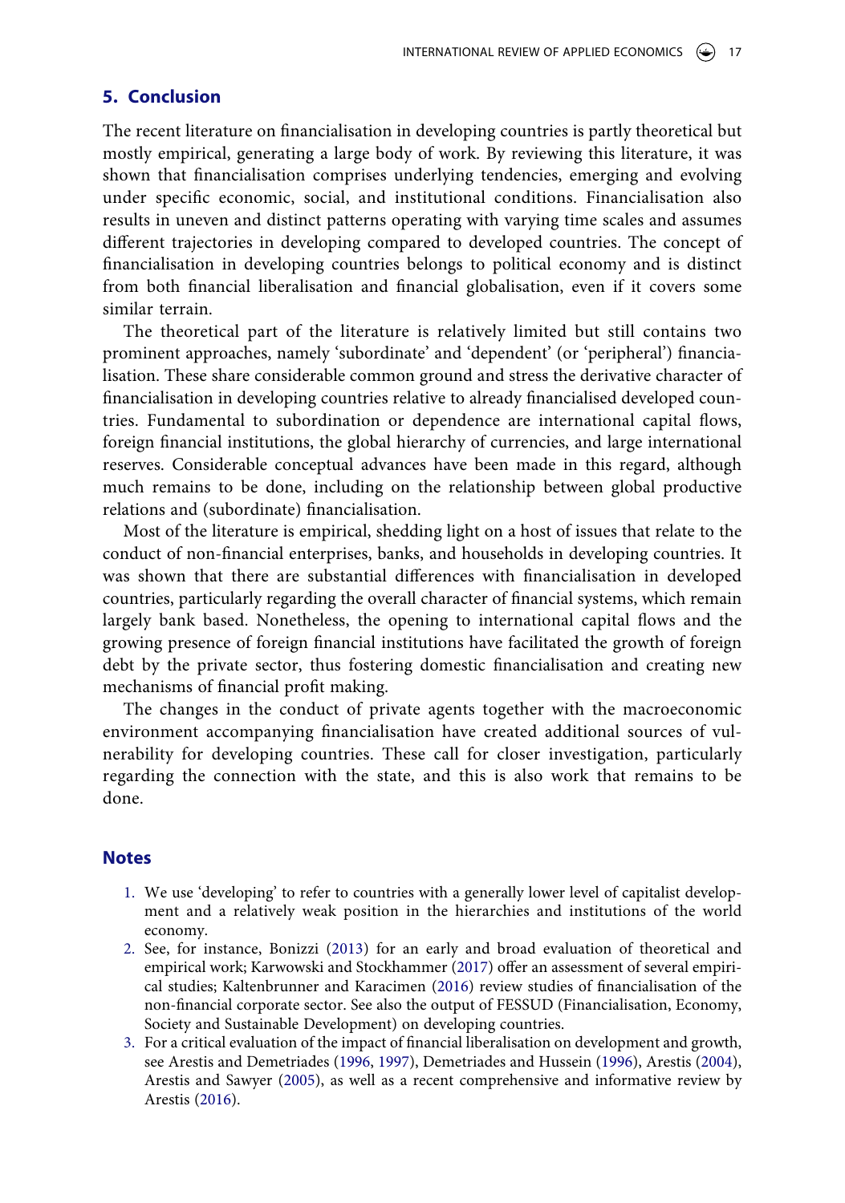## 5. Conclusion

The recent literature on financialisation in developing countries is partly theoretical but mostly empirical, generating a large body of work. By reviewing this literature, it was shown that financialisation comprises underlying tendencies, emerging and evolving under specific economic, social, and institutional conditions. Financialisation also results in uneven and distinct patterns operating with varying time scales and assumes different trajectories in developing compared to developed countries. The concept of financialisation in developing countries belongs to political economy and is distinct from both financial liberalisation and financial globalisation, even if it covers some similar terrain.

The theoretical part of the literature is relatively limited but still contains two prominent approaches, namely 'subordinate' and 'dependent' (or 'peripheral') financialisation. These share considerable common ground and stress the derivative character of financialisation in developing countries relative to already financialised developed countries. Fundamental to subordination or dependence are international capital flows, foreign financial institutions, the global hierarchy of currencies, and large international reserves. Considerable conceptual advances have been made in this regard, although much remains to be done, including on the relationship between global productive relations and (subordinate) financialisation.

Most of the literature is empirical, shedding light on a host of issues that relate to the conduct of non-financial enterprises, banks, and households in developing countries. It was shown that there are substantial differences with financialisation in developed countries, particularly regarding the overall character of financial systems, which remain largely bank based. Nonetheless, the opening to international capital flows and the growing presence of foreign financial institutions have facilitated the growth of foreign debt by the private sector, thus fostering domestic financialisation and creating new mechanisms of financial profit making.

The changes in the conduct of private agents together with the macroeconomic environment accompanying financialisation have created additional sources of vulnerability for developing countries. These call for closer investigation, particularly regarding the connection with the state, and this is also work that remains to be done.

## Notes

1. We use 'developing' to refer to countries with a generally lower level of capitalist development and a relatively weak position in the hierarchies and institutions of the world economy.
2. See, for instance, Bonizzi (2013) for an early and broad evaluation of theoretical and empirical work; Karwowski and Stockhammer (2017) offer an assessment of several empirical studies; Kaltenbrunner and Karacimen (2016) review studies of financialisation of the non-financial corporate sector. See also the output of FESSUD (Financialisation, Economy, Society and Sustainable Development) on developing countries.
3. For a critical evaluation of the impact of financial liberalisation on development and growth, see Arestis and Demetriades (1996, 1997), Demetriades and Hussein (1996), Arestis (2004), Arestis and Sawyer (2005), as well as a recent comprehensive and informative review by Arestis (2016).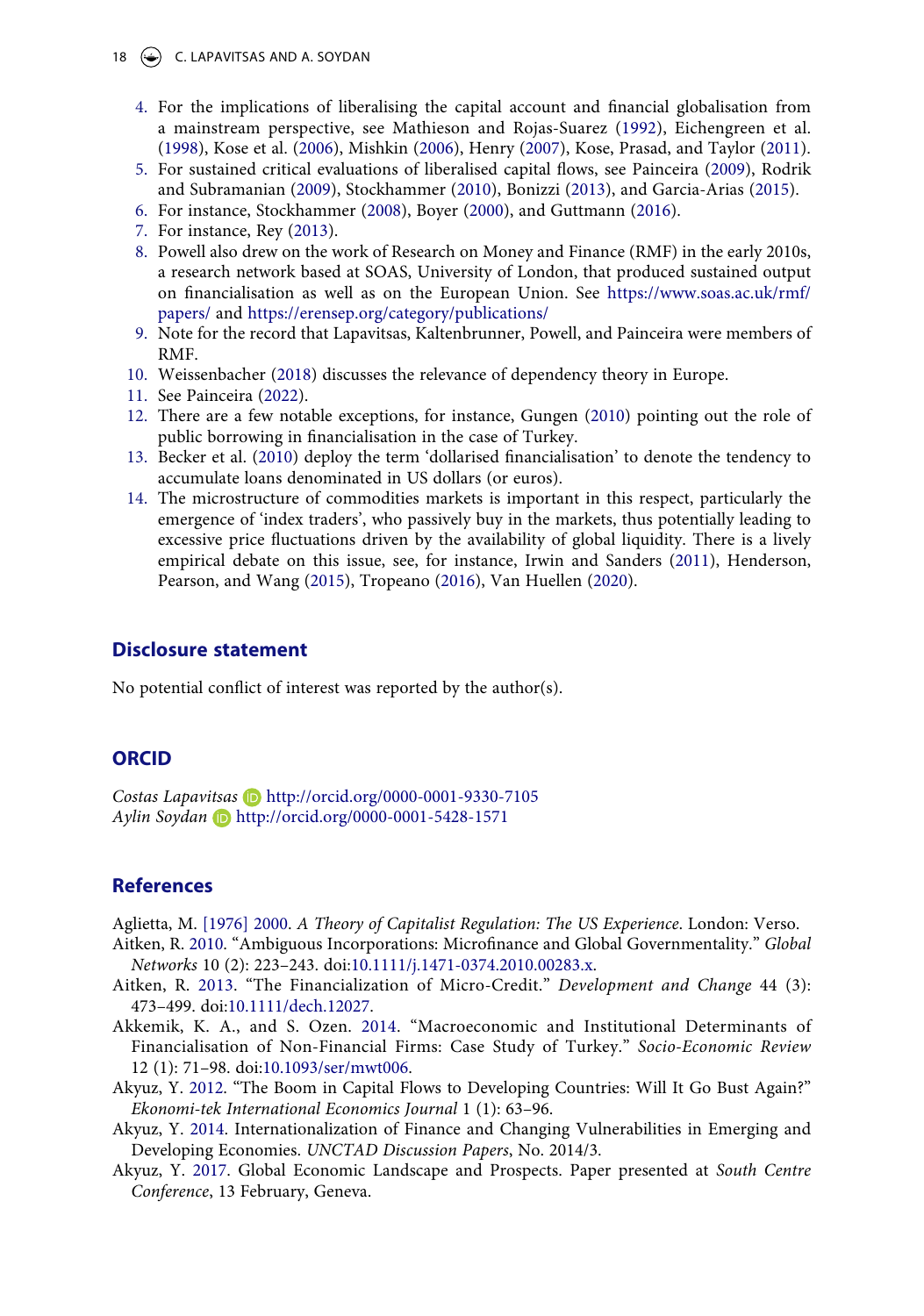4. For the implications of liberalising the capital account and financial globalisation from a mainstream perspective, see Mathieson and Rojas-Suarez (1992), Eichengreen et al. (1998), Kose et al. (2006), Mishkin (2006), Henry (2007), Kose, Prasad, and Taylor (2011).
5. For sustained critical evaluations of liberalised capital flows, see Painceira (2009), Rodrik and Subramanian (2009), Stockhammer (2010), Bonizzi (2013), and Garcia-Arias (2015).
6. For instance, Stockhammer (2008), Boyer (2000), and Guttmann (2016).
7. For instance, Rey (2013).
8. Powell also drew on the work of Research on Money and Finance (RMF) in the early 2010s, a research network based at SOAS, University of London, that produced sustained output on financialisation as well as on the European Union. See https://www.soas.ac.uk/rmf/papers/ and https://erensep.org/category/publications/
9. Note for the record that Lapavitsas, Kaltenbrunner, Powell, and Painceira were members of RMF.
10. Weissenbacher (2018) discusses the relevance of dependency theory in Europe.
11. See Painceira (2022).
12. There are a few notable exceptions, for instance, Gungen (2010) pointing out the role of public borrowing in financialisation in the case of Turkey.
13. Becker et al. (2010) deploy the term 'dollarised financialisation' to denote the tendency to accumulate loans denominated in US dollars (or euros).
14. The microstructure of commodities markets is important in this respect, particularly the emergence of 'index traders', who passively buy in the markets, thus potentially leading to excessive price fluctuations driven by the availability of global liquidity. There is a lively empirical debate on this issue, see, for instance, Irwin and Sanders (2011), Henderson, Pearson, and Wang (2015), Tropeano (2016), Van Huellen (2020).

## Disclosure statement

No potential conflict of interest was reported by the author(s).

## ORCID

*Costas Lapavitsas* http://orcid.org/0000-0001-9330-7105
*Aylin Soydan* http://orcid.org/0000-0001-5428-1571

## References

Aglietta, M. [1976] 2000. *A Theory of Capitalist Regulation: The US Experience*. London: Verso.

Aitken, R. 2010. "Ambiguous Incorporations: Microfinance and Global Governmentality." *Global Networks* 10 (2): 223–243. doi:10.1111/j.1471-0374.2010.00283.x.

Aitken, R. 2013. "The Financialization of Micro-Credit." *Development and Change* 44 (3): 473–499. doi:10.1111/dech.12027.

Akkemik, K. A., and S. Ozen. 2014. "Macroeconomic and Institutional Determinants of Financialisation of Non-Financial Firms: Case Study of Turkey." *Socio-Economic Review* 12 (1): 71–98. doi:10.1093/ser/mwt006.

Akyuz, Y. 2012. "The Boom in Capital Flows to Developing Countries: Will It Go Bust Again?" *Ekonomi-tek International Economics Journal* 1 (1): 63–96.

Akyuz, Y. 2014. Internationalization of Finance and Changing Vulnerabilities in Emerging and Developing Economies. *UNCTAD Discussion Papers*, No. 2014/3.

Akyuz, Y. 2017. Global Economic Landscape and Prospects. Paper presented at *South Centre Conference*, 13 February, Geneva.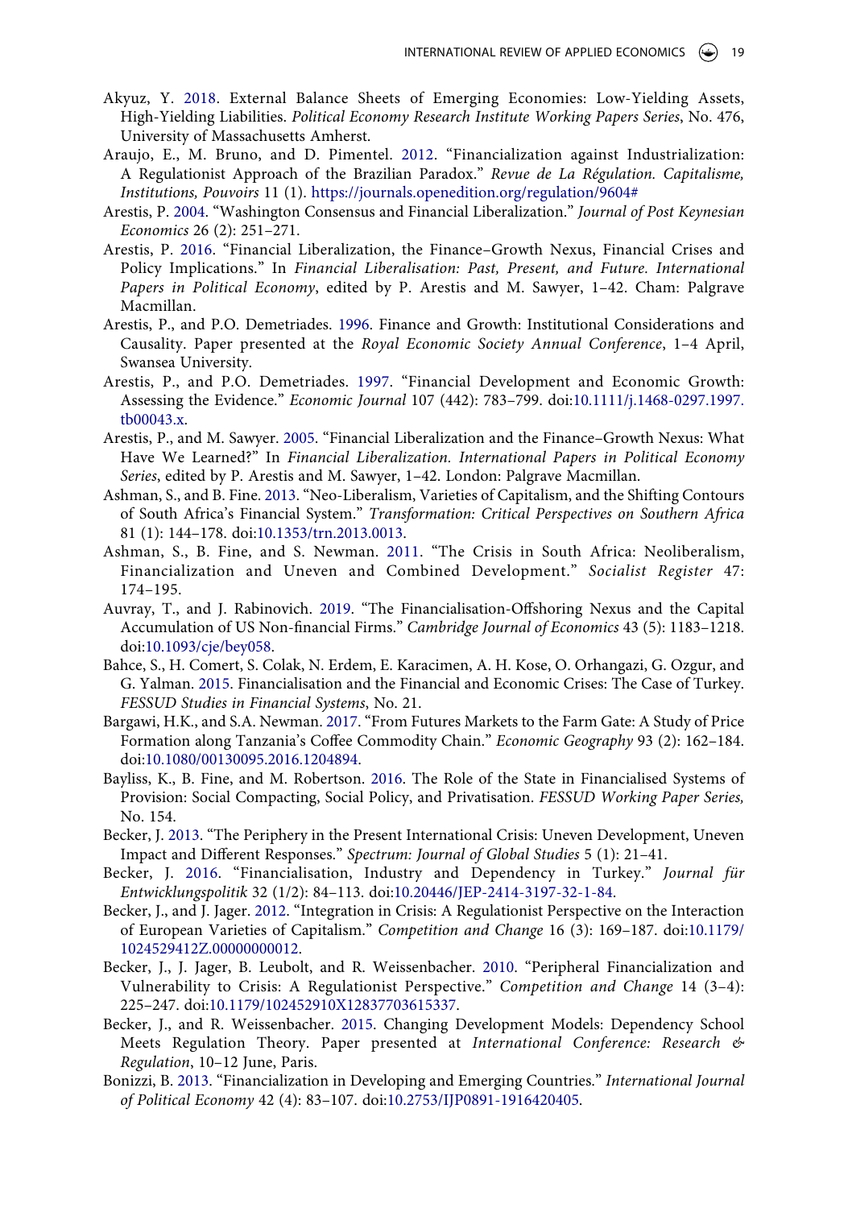Akyuz, Y. 2018. External Balance Sheets of Emerging Economies: Low-Yielding Assets, High-Yielding Liabilities. *Political Economy Research Institute Working Papers Series*, No. 476, University of Massachusetts Amherst.

Araujo, E., M. Bruno, and D. Pimentel. 2012. "Financialization against Industrialization: A Regulationist Approach of the Brazilian Paradox." *Revue de La Régulation. Capitalisme, Institutions, Pouvoirs* 11 (1). https://journals.openedition.org/regulation/9604#

Arestis, P. 2004. "Washington Consensus and Financial Liberalization." *Journal of Post Keynesian Economics* 26 (2): 251–271.

Arestis, P. 2016. "Financial Liberalization, the Finance–Growth Nexus, Financial Crises and Policy Implications." In *Financial Liberalisation: Past, Present, and Future. International Papers in Political Economy*, edited by P. Arestis and M. Sawyer, 1–42. Cham: Palgrave Macmillan.

Arestis, P., and P.O. Demetriades. 1996. Finance and Growth: Institutional Considerations and Causality. Paper presented at the *Royal Economic Society Annual Conference*, 1–4 April, Swansea University.

Arestis, P., and P.O. Demetriades. 1997. "Financial Development and Economic Growth: Assessing the Evidence." *Economic Journal* 107 (442): 783–799. doi:10.1111/j.1468-0297.1997.tb00043.x.

Arestis, P., and M. Sawyer. 2005. "Financial Liberalization and the Finance–Growth Nexus: What Have We Learned?" In *Financial Liberalization. International Papers in Political Economy Series*, edited by P. Arestis and M. Sawyer, 1–42. London: Palgrave Macmillan.

Ashman, S., and B. Fine. 2013. "Neo-Liberalism, Varieties of Capitalism, and the Shifting Contours of South Africa's Financial System." *Transformation: Critical Perspectives on Southern Africa* 81 (1): 144–178. doi:10.1353/trn.2013.0013.

Ashman, S., B. Fine, and S. Newman. 2011. "The Crisis in South Africa: Neoliberalism, Financialization and Uneven and Combined Development." *Socialist Register* 47: 174–195.

Auvray, T., and J. Rabinovich. 2019. "The Financialisation-Offshoring Nexus and the Capital Accumulation of US Non-financial Firms." *Cambridge Journal of Economics* 43 (5): 1183–1218. doi:10.1093/cje/bey058.

Bahce, S., H. Comert, S. Colak, N. Erdem, E. Karacimen, A. H. Kose, O. Orhangazi, G. Ozgur, and G. Yalman. 2015. Financialisation and the Financial and Economic Crises: The Case of Turkey. *FESSUD Studies in Financial Systems*, No. 21.

Bargawi, H.K., and S.A. Newman. 2017. "From Futures Markets to the Farm Gate: A Study of Price Formation along Tanzania's Coffee Commodity Chain." *Economic Geography* 93 (2): 162–184. doi:10.1080/00130095.2016.1204894.

Bayliss, K., B. Fine, and M. Robertson. 2016. The Role of the State in Financialised Systems of Provision: Social Compacting, Social Policy, and Privatisation. *FESSUD Working Paper Series*, No. 154.

Becker, J. 2013. "The Periphery in the Present International Crisis: Uneven Development, Uneven Impact and Different Responses." *Spectrum: Journal of Global Studies* 5 (1): 21–41.

Becker, J. 2016. "Financialisation, Industry and Dependency in Turkey." *Journal für Entwicklungspolitik* 32 (1/2): 84–113. doi:10.20446/JEP-2414-3197-32-1-84.

Becker, J., and J. Jager. 2012. "Integration in Crisis: A Regulationist Perspective on the Interaction of European Varieties of Capitalism." *Competition and Change* 16 (3): 169–187. doi:10.1179/1024529412Z.00000000012.

Becker, J., J. Jager, B. Leubolt, and R. Weissenbacher. 2010. "Peripheral Financialization and Vulnerability to Crisis: A Regulationist Perspective." *Competition and Change* 14 (3–4): 225–247. doi:10.1179/102452910X12837703615337.

Becker, J., and R. Weissenbacher. 2015. Changing Development Models: Dependency School Meets Regulation Theory. Paper presented at *International Conference: Research & Regulation*, 10–12 June, Paris.

Bonizzi, B. 2013. "Financialization in Developing and Emerging Countries." *International Journal of Political Economy* 42 (4): 83–107. doi:10.2753/IJP0891-1916420405.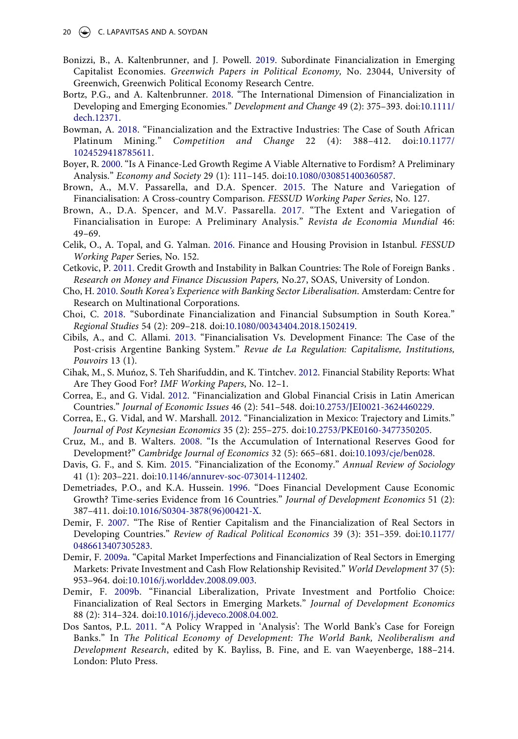Bonizzi, B., A. Kaltenbrunner, and J. Powell. 2019. Subordinate Financialization in Emerging Capitalist Economies. *Greenwich Papers in Political Economy,* No. 23044, University of Greenwich, Greenwich Political Economy Research Centre.

Bortz, P.G., and A. Kaltenbrunner. 2018. "The International Dimension of Financialization in Developing and Emerging Economies." *Development and Change* 49 (2): 375–393. doi:10.1111/dech.12371.

Bowman, A. 2018. "Financialization and the Extractive Industries: The Case of South African Platinum Mining." *Competition and Change* 22 (4): 388–412. doi:10.1177/1024529418785611.

Boyer, R. 2000. "Is A Finance-Led Growth Regime A Viable Alternative to Fordism? A Preliminary Analysis." *Economy and Society* 29 (1): 111–145. doi:10.1080/030851400360587.

Brown, A., M.V. Passarella, and D.A. Spencer. 2015. The Nature and Variegation of Financialisation: A Cross-country Comparison. *FESSUD Working Paper Series*, No. 127.

Brown, A., D.A. Spencer, and M.V. Passarella. 2017. "The Extent and Variegation of Financialisation in Europe: A Preliminary Analysis." *Revista de Economia Mundial* 46: 49–69.

Celik, O., A. Topal, and G. Yalman. 2016. Finance and Housing Provision in Istanbul. *FESSUD Working Paper* Series, No. 152.

Cetkovic, P. 2011. Credit Growth and Instability in Balkan Countries: The Role of Foreign Banks . *Research on Money and Finance Discussion Papers,* No.27, SOAS, University of London.

Cho, H. 2010. *South Korea's Experience with Banking Sector Liberalisation*. Amsterdam: Centre for Research on Multinational Corporations.

Choi, C. 2018. "Subordinate Financialization and Financial Subsumption in South Korea." *Regional Studies* 54 (2): 209–218. doi:10.1080/00343404.2018.1502419.

Cibils, A., and C. Allami. 2013. "Financialisation Vs. Development Finance: The Case of the Post-crisis Argentine Banking System." *Revue de La Regulation: Capitalisme, Institutions, Pouvoirs* 13 (1).

Cihak, M., S. Muńoz, S. Teh Sharifuddin, and K. Tintchev. 2012. Financial Stability Reports: What Are They Good For? *IMF Working Papers*, No. 12–1.

Correa, E., and G. Vidal. 2012. "Financialization and Global Financial Crisis in Latin American Countries." *Journal of Economic Issues* 46 (2): 541–548. doi:10.2753/JEI0021-3624460229.

Correa, E., G. Vidal, and W. Marshall. 2012. "Financialization in Mexico: Trajectory and Limits." *Journal of Post Keynesian Economics* 35 (2): 255–275. doi:10.2753/PKE0160-3477350205.

Cruz, M., and B. Walters. 2008. "Is the Accumulation of International Reserves Good for Development?" *Cambridge Journal of Economics* 32 (5): 665–681. doi:10.1093/cje/ben028.

Davis, G. F., and S. Kim. 2015. "Financialization of the Economy." *Annual Review of Sociology* 41 (1): 203–221. doi:10.1146/annurev-soc-073014-112402.

Demetriades, P.O., and K.A. Hussein. 1996. "Does Financial Development Cause Economic Growth? Time-series Evidence from 16 Countries." *Journal of Development Economics* 51 (2): 387–411. doi:10.1016/S0304-3878(96)00421-X.

Demir, F. 2007. "The Rise of Rentier Capitalism and the Financialization of Real Sectors in Developing Countries." *Review of Radical Political Economics* 39 (3): 351–359. doi:10.1177/0486613407305283.

Demir, F. 2009a. "Capital Market Imperfections and Financialization of Real Sectors in Emerging Markets: Private Investment and Cash Flow Relationship Revisited." *World Development* 37 (5): 953–964. doi:10.1016/j.worlddev.2008.09.003.

Demir, F. 2009b. "Financial Liberalization, Private Investment and Portfolio Choice: Financialization of Real Sectors in Emerging Markets." *Journal of Development Economics* 88 (2): 314–324. doi:10.1016/j.jdeveco.2008.04.002.

Dos Santos, P.L. 2011. "A Policy Wrapped in 'Analysis': The World Bank's Case for Foreign Banks." In *The Political Economy of Development: The World Bank, Neoliberalism and Development Research*, edited by K. Bayliss, B. Fine, and E. van Waeyenberge, 188–214. London: Pluto Press.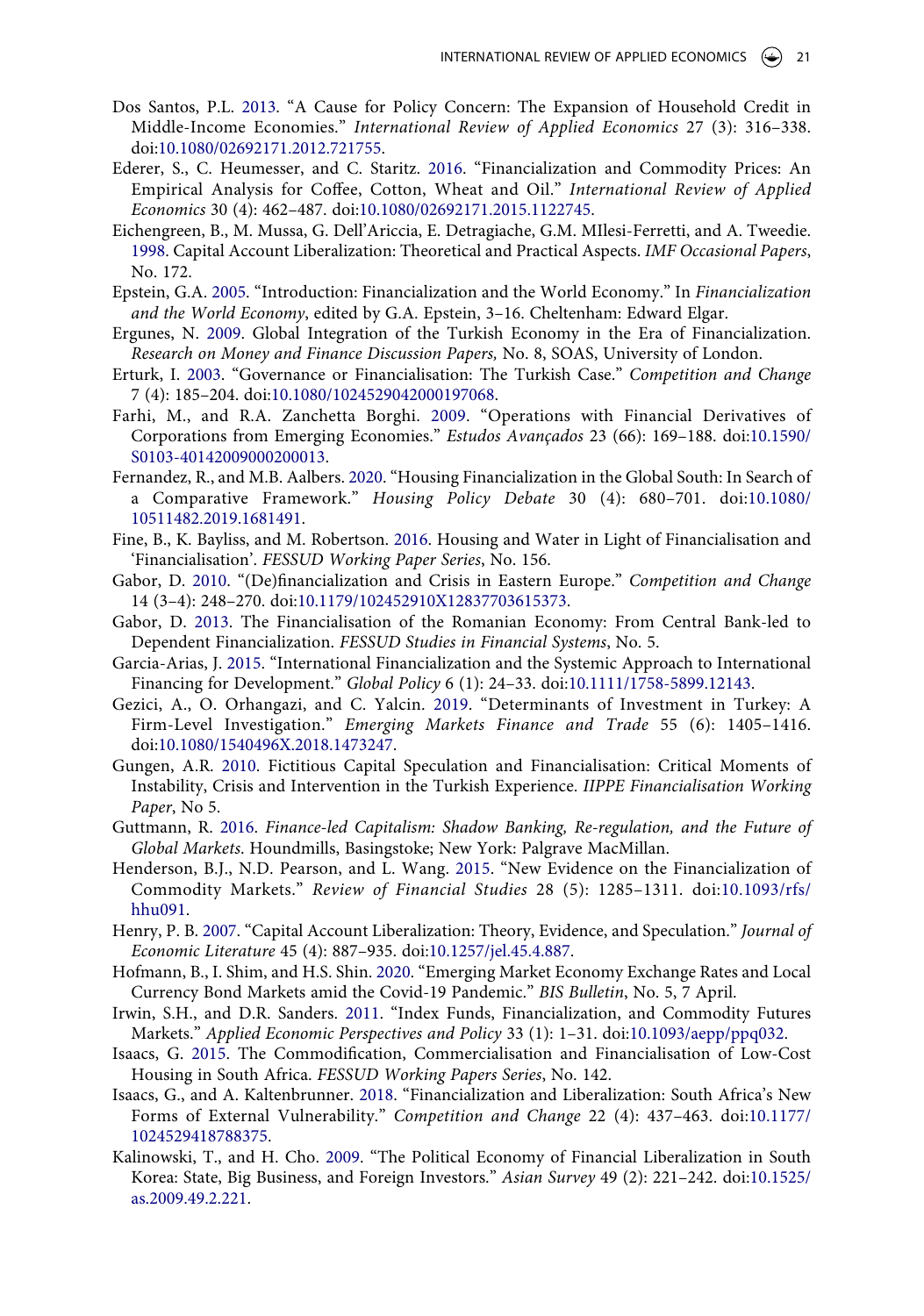Dos Santos, P.L. 2013. "A Cause for Policy Concern: The Expansion of Household Credit in Middle-Income Economies." *International Review of Applied Economics* 27 (3): 316–338. doi:10.1080/02692171.2012.721755.

Ederer, S., C. Heumesser, and C. Staritz. 2016. "Financialization and Commodity Prices: An Empirical Analysis for Coffee, Cotton, Wheat and Oil." *International Review of Applied Economics* 30 (4): 462–487. doi:10.1080/02692171.2015.1122745.

Eichengreen, B., M. Mussa, G. Dell'Ariccia, E. Detragiache, G.M. MIlesi-Ferretti, and A. Tweedie. 1998. Capital Account Liberalization: Theoretical and Practical Aspects. *IMF Occasional Papers*, No. 172.

Epstein, G.A. 2005. "Introduction: Financialization and the World Economy." In *Financialization and the World Economy*, edited by G.A. Epstein, 3–16. Cheltenham: Edward Elgar.

Ergunes, N. 2009. Global Integration of the Turkish Economy in the Era of Financialization. *Research on Money and Finance Discussion Papers,* No. 8, SOAS, University of London.

Erturk, I. 2003. "Governance or Financialisation: The Turkish Case." *Competition and Change* 7 (4): 185–204. doi:10.1080/1024529042000197068.

Farhi, M., and R.A. Zanchetta Borghi. 2009. "Operations with Financial Derivatives of Corporations from Emerging Economies." *Estudos Avançados* 23 (66): 169–188. doi:10.1590/S0103-40142009000200013.

Fernandez, R., and M.B. Aalbers. 2020. "Housing Financialization in the Global South: In Search of a Comparative Framework." *Housing Policy Debate* 30 (4): 680–701. doi:10.1080/10511482.2019.1681491.

Fine, B., K. Bayliss, and M. Robertson. 2016. Housing and Water in Light of Financialisation and 'Financialisation'. *FESSUD Working Paper Series*, No. 156.

Gabor, D. 2010. "(De)financialization and Crisis in Eastern Europe." *Competition and Change* 14 (3–4): 248–270. doi:10.1179/102452910X12837703615373.

Gabor, D. 2013. The Financialisation of the Romanian Economy: From Central Bank-led to Dependent Financialization. *FESSUD Studies in Financial Systems*, No. 5.

Garcia-Arias, J. 2015. "International Financialization and the Systemic Approach to International Financing for Development." *Global Policy* 6 (1): 24–33. doi:10.1111/1758-5899.12143.

Gezici, A., O. Orhangazi, and C. Yalcin. 2019. "Determinants of Investment in Turkey: A Firm-Level Investigation." *Emerging Markets Finance and Trade* 55 (6): 1405–1416. doi:10.1080/1540496X.2018.1473247.

Gungen, A.R. 2010. Fictitious Capital Speculation and Financialisation: Critical Moments of Instability, Crisis and Intervention in the Turkish Experience. *IIPPE Financialisation Working Paper*, No 5.

Guttmann, R. 2016. *Finance-led Capitalism: Shadow Banking, Re-regulation, and the Future of Global Markets*. Houndmills, Basingstoke; New York: Palgrave MacMillan.

Henderson, B.J., N.D. Pearson, and L. Wang. 2015. "New Evidence on the Financialization of Commodity Markets." *Review of Financial Studies* 28 (5): 1285–1311. doi:10.1093/rfs/hhu091.

Henry, P. B. 2007. "Capital Account Liberalization: Theory, Evidence, and Speculation." *Journal of Economic Literature* 45 (4): 887–935. doi:10.1257/jel.45.4.887.

Hofmann, B., I. Shim, and H.S. Shin. 2020. "Emerging Market Economy Exchange Rates and Local Currency Bond Markets amid the Covid-19 Pandemic." *BIS Bulletin*, No. 5, 7 April.

Irwin, S.H., and D.R. Sanders. 2011. "Index Funds, Financialization, and Commodity Futures Markets." *Applied Economic Perspectives and Policy* 33 (1): 1–31. doi:10.1093/aepp/ppq032.

Isaacs, G. 2015. The Commodification, Commercialisation and Financialisation of Low-Cost Housing in South Africa. *FESSUD Working Papers Series*, No. 142.

Isaacs, G., and A. Kaltenbrunner. 2018. "Financialization and Liberalization: South Africa's New Forms of External Vulnerability." *Competition and Change* 22 (4): 437–463. doi:10.1177/1024529418788375.

Kalinowski, T., and H. Cho. 2009. "The Political Economy of Financial Liberalization in South Korea: State, Big Business, and Foreign Investors." *Asian Survey* 49 (2): 221–242. doi:10.1525/as.2009.49.2.221.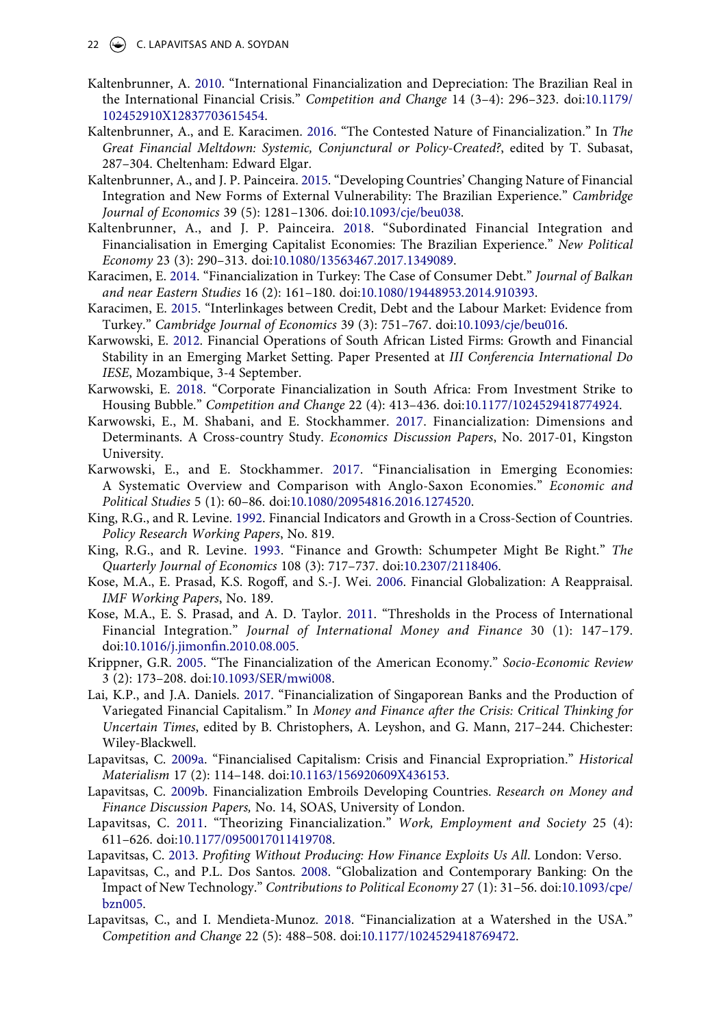Kaltenbrunner, A. 2010. “International Financialization and Depreciation: The Brazilian Real in the International Financial Crisis.” *Competition and Change* 14 (3–4): 296–323. doi:10.1179/102452910X12837703615454.

Kaltenbrunner, A., and E. Karacimen. 2016. “The Contested Nature of Financialization.” In *The Great Financial Meltdown: Systemic, Conjunctural or Policy-Created?*, edited by T. Subasat, 287–304. Cheltenham: Edward Elgar.

Kaltenbrunner, A., and J. P. Painceira. 2015. “Developing Countries’ Changing Nature of Financial Integration and New Forms of External Vulnerability: The Brazilian Experience.” *Cambridge Journal of Economics* 39 (5): 1281–1306. doi:10.1093/cje/beu038.

Kaltenbrunner, A., and J. P. Painceira. 2018. “Subordinated Financial Integration and Financialisation in Emerging Capitalist Economies: The Brazilian Experience.” *New Political Economy* 23 (3): 290–313. doi:10.1080/13563467.2017.1349089.

Karacimen, E. 2014. “Financialization in Turkey: The Case of Consumer Debt.” *Journal of Balkan and near Eastern Studies* 16 (2): 161–180. doi:10.1080/19448953.2014.910393.

Karacimen, E. 2015. “Interlinkages between Credit, Debt and the Labour Market: Evidence from Turkey.” *Cambridge Journal of Economics* 39 (3): 751–767. doi:10.1093/cje/beu016.

Karwowski, E. 2012. Financial Operations of South African Listed Firms: Growth and Financial Stability in an Emerging Market Setting. Paper Presented at *III Conferencia International Do IESE*, Mozambique, 3-4 September.

Karwowski, E. 2018. “Corporate Financialization in South Africa: From Investment Strike to Housing Bubble.” *Competition and Change* 22 (4): 413–436. doi:10.1177/1024529418774924.

Karwowski, E., M. Shabani, and E. Stockhammer. 2017. Financialization: Dimensions and Determinants. A Cross-country Study. *Economics Discussion Papers*, No. 2017-01, Kingston University.

Karwowski, E., and E. Stockhammer. 2017. “Financialisation in Emerging Economies: A Systematic Overview and Comparison with Anglo-Saxon Economies.” *Economic and Political Studies* 5 (1): 60–86. doi:10.1080/20954816.2016.1274520.

King, R.G., and R. Levine. 1992. Financial Indicators and Growth in a Cross-Section of Countries. *Policy Research Working Papers*, No. 819.

King, R.G., and R. Levine. 1993. “Finance and Growth: Schumpeter Might Be Right.” *The Quarterly Journal of Economics* 108 (3): 717–737. doi:10.2307/2118406.

Kose, M.A., E. Prasad, K.S. Rogoff, and S.-J. Wei. 2006. Financial Globalization: A Reappraisal. *IMF Working Papers*, No. 189.

Kose, M.A., E. S. Prasad, and A. D. Taylor. 2011. “Thresholds in the Process of International Financial Integration.” *Journal of International Money and Finance* 30 (1): 147–179. doi:10.1016/j.jimonfin.2010.08.005.

Krippner, G.R. 2005. “The Financialization of the American Economy.” *Socio-Economic Review* 3 (2): 173–208. doi:10.1093/SER/mwi008.

Lai, K.P., and J.A. Daniels. 2017. “Financialization of Singaporean Banks and the Production of Variegated Financial Capitalism.” In *Money and Finance after the Crisis: Critical Thinking for Uncertain Times*, edited by B. Christophers, A. Leyshon, and G. Mann, 217–244. Chichester: Wiley-Blackwell.

Lapavitsas, C. 2009a. “Financialised Capitalism: Crisis and Financial Expropriation.” *Historical Materialism* 17 (2): 114–148. doi:10.1163/156920609X436153.

Lapavitsas, C. 2009b. Financialization Embroils Developing Countries. *Research on Money and Finance Discussion Papers,* No. 14, SOAS, University of London.

Lapavitsas, C. 2011. “Theorizing Financialization.” *Work, Employment and Society* 25 (4): 611–626. doi:10.1177/0950017011419708.

Lapavitsas, C. 2013. *Profiting Without Producing: How Finance Exploits Us All*. London: Verso.

Lapavitsas, C., and P.L. Dos Santos. 2008. “Globalization and Contemporary Banking: On the Impact of New Technology.” *Contributions to Political Economy* 27 (1): 31–56. doi:10.1093/cpe/bzn005.

Lapavitsas, C., and I. Mendieta-Munoz. 2018. “Financialization at a Watershed in the USA.” *Competition and Change* 22 (5): 488–508. doi:10.1177/1024529418769472.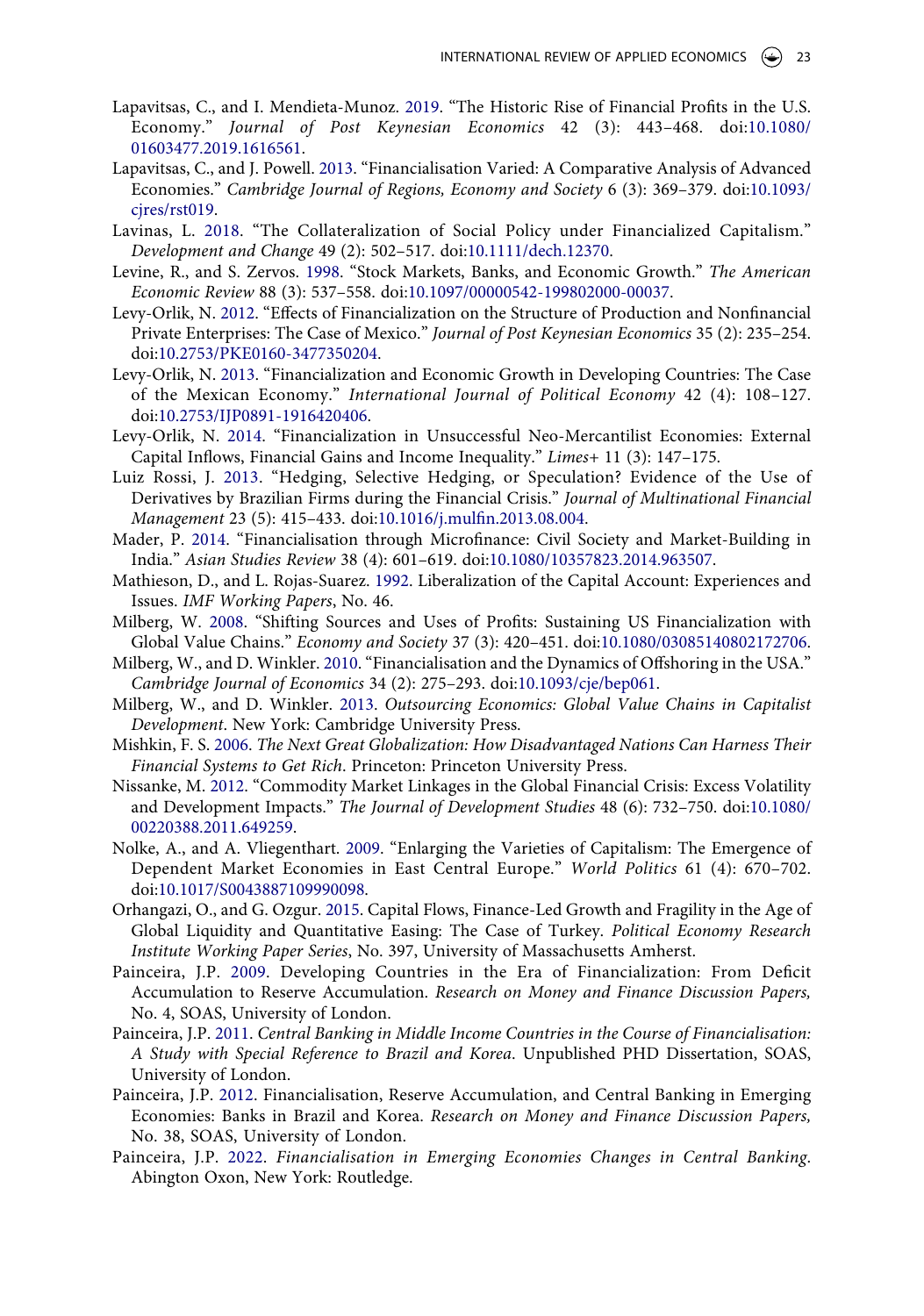Lapavitsas, C., and I. Mendieta-Munoz. 2019. "The Historic Rise of Financial Profits in the U.S. Economy." *Journal of Post Keynesian Economics* 42 (3): 443–468. doi:10.1080/01603477.2019.1616561.

Lapavitsas, C., and J. Powell. 2013. "Financialisation Varied: A Comparative Analysis of Advanced Economies." *Cambridge Journal of Regions, Economy and Society* 6 (3): 369–379. doi:10.1093/cjres/rst019.

Lavinas, L. 2018. "The Collateralization of Social Policy under Financialized Capitalism." *Development and Change* 49 (2): 502–517. doi:10.1111/dech.12370.

Levine, R., and S. Zervos. 1998. "Stock Markets, Banks, and Economic Growth." *The American Economic Review* 88 (3): 537–558. doi:10.1097/00000542-199802000-00037.

Levy-Orlik, N. 2012. "Effects of Financialization on the Structure of Production and Nonfinancial Private Enterprises: The Case of Mexico." *Journal of Post Keynesian Economics* 35 (2): 235–254. doi:10.2753/PKE0160-3477350204.

Levy-Orlik, N. 2013. "Financialization and Economic Growth in Developing Countries: The Case of the Mexican Economy." *International Journal of Political Economy* 42 (4): 108–127. doi:10.2753/IJP0891-1916420406.

Levy-Orlik, N. 2014. "Financialization in Unsuccessful Neo-Mercantilist Economies: External Capital Inflows, Financial Gains and Income Inequality." *Limes+* 11 (3): 147–175.

Luiz Rossi, J. 2013. "Hedging, Selective Hedging, or Speculation? Evidence of the Use of Derivatives by Brazilian Firms during the Financial Crisis." *Journal of Multinational Financial Management* 23 (5): 415–433. doi:10.1016/j.mulfin.2013.08.004.

Mader, P. 2014. "Financialisation through Microfinance: Civil Society and Market-Building in India." *Asian Studies Review* 38 (4): 601–619. doi:10.1080/10357823.2014.963507.

Mathieson, D., and L. Rojas-Suarez. 1992. Liberalization of the Capital Account: Experiences and Issues. *IMF Working Papers*, No. 46.

Milberg, W. 2008. "Shifting Sources and Uses of Profits: Sustaining US Financialization with Global Value Chains." *Economy and Society* 37 (3): 420–451. doi:10.1080/03085140802172706.

Milberg, W., and D. Winkler. 2010. "Financialisation and the Dynamics of Offshoring in the USA." *Cambridge Journal of Economics* 34 (2): 275–293. doi:10.1093/cje/bep061.

Milberg, W., and D. Winkler. 2013. *Outsourcing Economics: Global Value Chains in Capitalist Development*. New York: Cambridge University Press.

Mishkin, F. S. 2006. *The Next Great Globalization: How Disadvantaged Nations Can Harness Their Financial Systems to Get Rich*. Princeton: Princeton University Press.

Nissanke, M. 2012. "Commodity Market Linkages in the Global Financial Crisis: Excess Volatility and Development Impacts." *The Journal of Development Studies* 48 (6): 732–750. doi:10.1080/00220388.2011.649259.

Nolke, A., and A. Vliegenthart. 2009. "Enlarging the Varieties of Capitalism: The Emergence of Dependent Market Economies in East Central Europe." *World Politics* 61 (4): 670–702. doi:10.1017/S0043887109990098.

Orhangazi, O., and G. Ozgur. 2015. Capital Flows, Finance-Led Growth and Fragility in the Age of Global Liquidity and Quantitative Easing: The Case of Turkey. *Political Economy Research Institute Working Paper Series*, No. 397, University of Massachusetts Amherst.

Painceira, J.P. 2009. Developing Countries in the Era of Financialization: From Deficit Accumulation to Reserve Accumulation. *Research on Money and Finance Discussion Papers,* No. 4, SOAS, University of London.

Painceira, J.P. 2011. *Central Banking in Middle Income Countries in the Course of Financialisation: A Study with Special Reference to Brazil and Korea*. Unpublished PHD Dissertation, SOAS, University of London.

Painceira, J.P. 2012. Financialisation, Reserve Accumulation, and Central Banking in Emerging Economies: Banks in Brazil and Korea. *Research on Money and Finance Discussion Papers,* No. 38, SOAS, University of London.

Painceira, J.P. 2022. *Financialisation in Emerging Economies Changes in Central Banking*. Abington Oxon, New York: Routledge.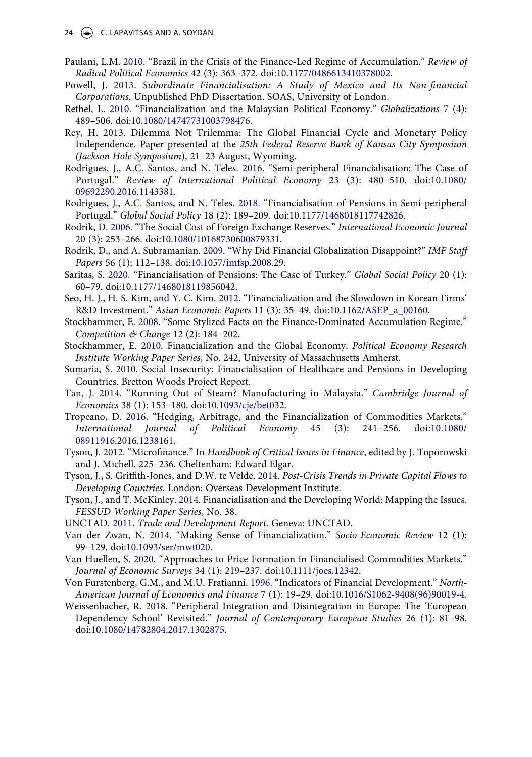Paulani, L.M. 2010. "Brazil in the Crisis of the Finance-Led Regime of Accumulation." *Review of Radical Political Economics* 42 (3): 363–372. doi:10.1177/0486613410378002.

Powell, J. 2013. *Subordinate Financialisation: A Study of Mexico and Its Non-financial Corporations*. Unpublished PhD Dissertation. SOAS, University of London.

Rethel, L. 2010. "Financialization and the Malaysian Political Economy." *Globalizations* 7 (4): 489–506. doi:10.1080/14747731003798476.

Rey, H. 2013. Dilemma Not Trilemma: The Global Financial Cycle and Monetary Policy Independence. Paper presented at the *25th Federal Reserve Bank of Kansas City Symposium (Jackson Hole Symposium)*, 21–23 August, Wyoming.

Rodrigues, J., A.C. Santos, and N. Teles. 2016. "Semi-peripheral Financialisation: The Case of Portugal." *Review of International Political Economy* 23 (3): 480–510. doi:10.1080/09692290.2016.1143381.

Rodrigues, J., A.C. Santos, and N. Teles. 2018. "Financialisation of Pensions in Semi-peripheral Portugal." *Global Social Policy* 18 (2): 189–209. doi:10.1177/1468018117742826.

Rodrik, D. 2006. "The Social Cost of Foreign Exchange Reserves." *International Economic Journal* 20 (3): 253–266. doi:10.1080/10168730600879331.

Rodrik, D., and A. Subramanian. 2009. "Why Did Financial Globalization Disappoint?" *IMF Staff Papers* 56 (1): 112–138. doi:10.1057/imfsp.2008.29.

Saritas, S. 2020. "Financialisation of Pensions: The Case of Turkey." *Global Social Policy* 20 (1): 60–79. doi:10.1177/1468018119856042.

Seo, H. J., H. S. Kim, and Y. C. Kim. 2012. "Financialization and the Slowdown in Korean Firms' R&D Investment." *Asian Economic Papers* 11 (3): 35–49. doi:10.1162/ASEP_a_00160.

Stockhammer, E. 2008. "Some Stylized Facts on the Finance-Dominated Accumulation Regime." *Competition & Change* 12 (2): 184–202.

Stockhammer, E. 2010. Financialization and the Global Economy. *Political Economy Research Institute Working Paper Series*, No. 242, University of Massachusetts Amherst.

Sumaria, S. 2010. Social Insecurity: Financialisation of Healthcare and Pensions in Developing Countries. Bretton Woods Project Report.

Tan, J. 2014. "Running Out of Steam? Manufacturing in Malaysia." *Cambridge Journal of Economics* 38 (1): 153–180. doi:10.1093/cje/bet032.

Tropeano, D. 2016. "Hedging, Arbitrage, and the Financialization of Commodities Markets." *International Journal of Political Economy* 45 (3): 241–256. doi:10.1080/08911916.2016.1238161.

Tyson, J. 2012. "Microfinance." In *Handbook of Critical Issues in Finance*, edited by J. Toporowski and J. Michell, 225–236. Cheltenham: Edward Elgar.

Tyson, J., S. Griffith-Jones, and D.W. te Velde. 2014. *Post-Crisis Trends in Private Capital Flows to Developing Countries*. London: Overseas Development Institute.

Tyson, J., and T. McKinley. 2014. Financialisation and the Developing World: Mapping the Issues. *FESSUD Working Paper Series*, No. 38.

UNCTAD. 2011. *Trade and Development Report*. Geneva: UNCTAD.

Van der Zwan, N. 2014. "Making Sense of Financialization." *Socio-Economic Review* 12 (1): 99–129. doi:10.1093/ser/mwt020.

Van Huellen, S. 2020. "Approaches to Price Formation in Financialised Commodities Markets." *Journal of Economic Surveys* 34 (1): 219–237. doi:10.1111/joes.12342.

Von Furstenberg, G.M., and M.U. Fratianni. 1996. "Indicators of Financial Development." *North-American Journal of Economics and Finance* 7 (1): 19–29. doi:10.1016/S1062-9408(96)90019-4.

Weissenbacher, R. 2018. "Peripheral Integration and Disintegration in Europe: The 'European Dependency School' Revisited." *Journal of Contemporary European Studies* 26 (1): 81–98. doi:10.1080/14782804.2017.1302875.